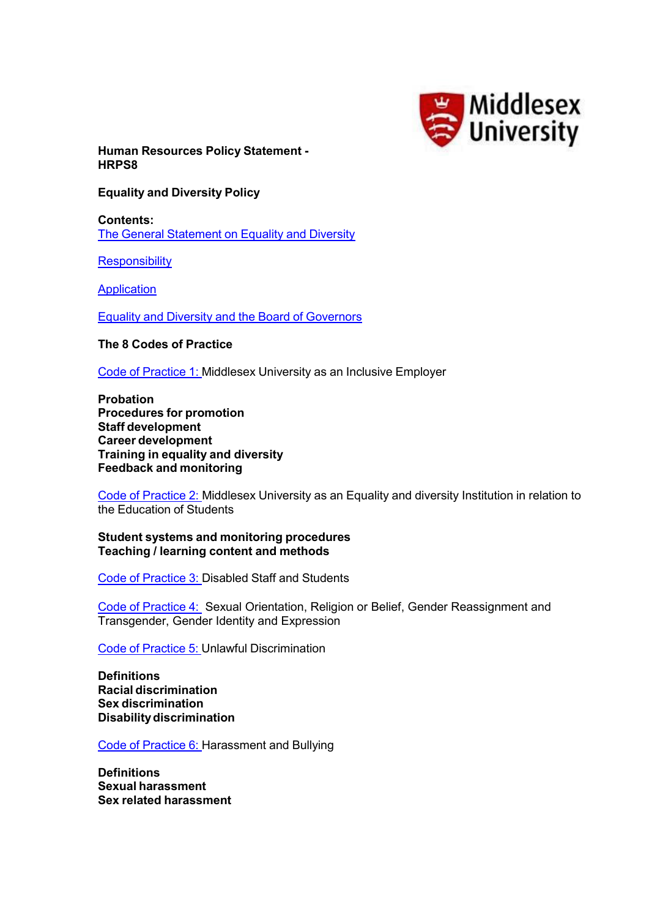**Human Resources Policy Statement - HRPS8**

**Equality and Diversity Policy**

**Contents:**

The General Statement on Equality and Diversity

Responsibility

Application

Equality and Diversity and the Board of Governors

**The 8 Codes of Practice**

Code of Practice 1: Middlesex University as an Inclusive Employer

**Probation**
**Procedures for promotion**
**Staff development**
**Career development**
**Training in equality and diversity**
**Feedback and monitoring**

Code of Practice 2: Middlesex University as an Equality and diversity Institution in relation to the Education of Students

**Student systems and monitoring procedures**
**Teaching / learning content and methods**

Code of Practice 3: Disabled Staff and Students

Code of Practice 4: Sexual Orientation, Religion or Belief, Gender Reassignment and Transgender, Gender Identity and Expression

Code of Practice 5: Unlawful Discrimination

**Definitions**
**Racial discrimination**
**Sex discrimination**
**Disability discrimination**

Code of Practice 6: Harassment and Bullying

**Definitions**
**Sexual harassment**
**Sex related harassment**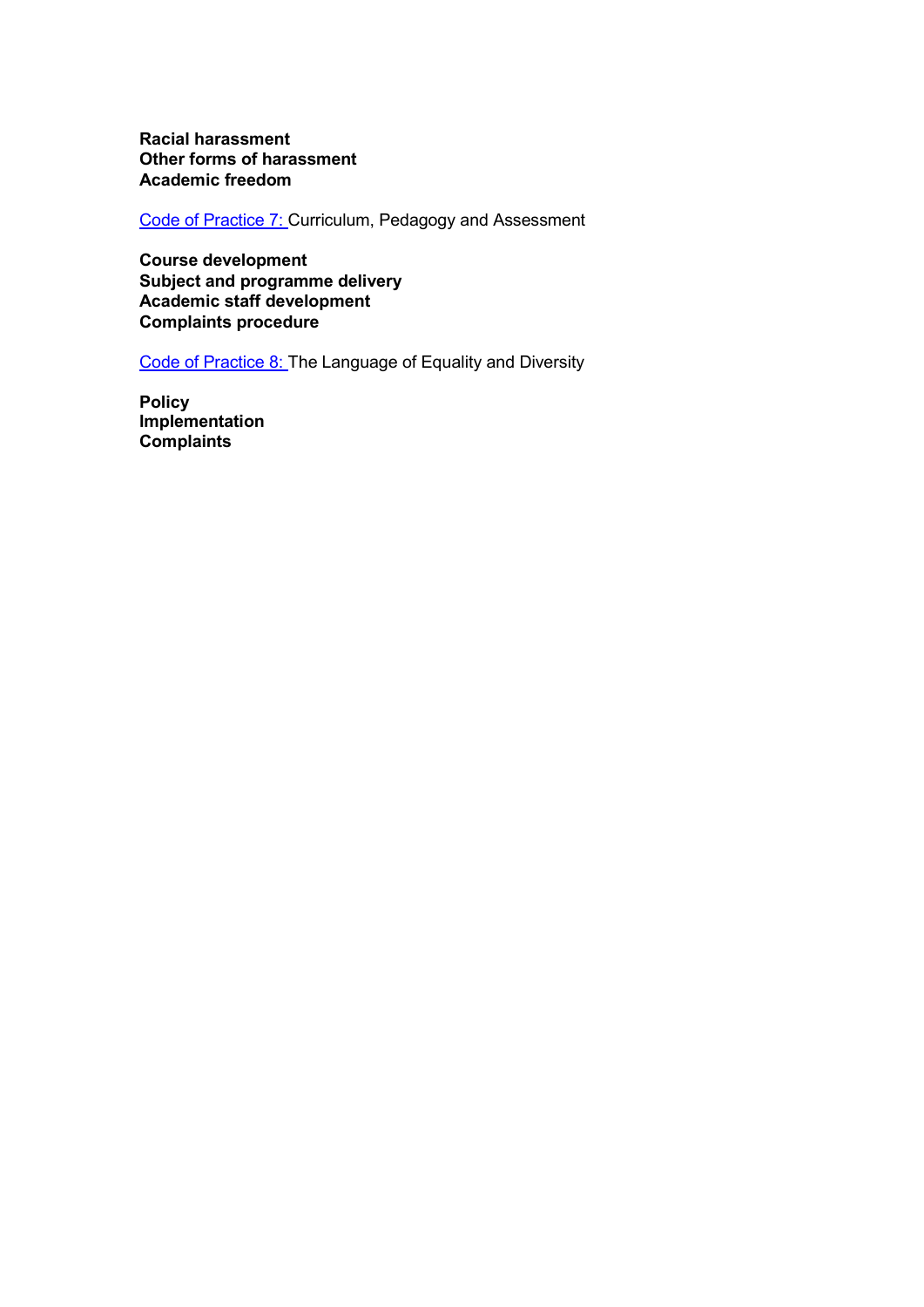**Racial harassment**
**Other forms of harassment**
**Academic freedom**

Code of Practice 7: Curriculum, Pedagogy and Assessment

**Course development**
**Subject and programme delivery**
**Academic staff development**
**Complaints procedure**

Code of Practice 8: The Language of Equality and Diversity

**Policy**
**Implementation**
**Complaints**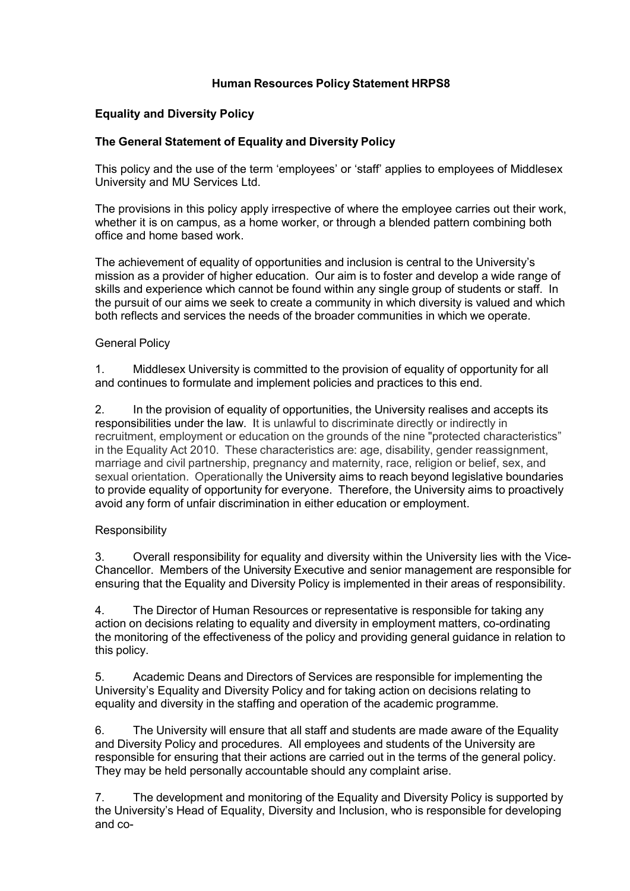**Human Resources Policy Statement HRPS8**

**Equality and Diversity Policy**

**The General Statement of Equality and Diversity Policy**

This policy and the use of the term 'employees' or 'staff' applies to employees of Middlesex University and MU Services Ltd.

The provisions in this policy apply irrespective of where the employee carries out their work, whether it is on campus, as a home worker, or through a blended pattern combining both office and home based work.

The achievement of equality of opportunities and inclusion is central to the University's mission as a provider of higher education. Our aim is to foster and develop a wide range of skills and experience which cannot be found within any single group of students or staff. In the pursuit of our aims we seek to create a community in which diversity is valued and which both reflects and services the needs of the broader communities in which we operate.

General Policy

1. Middlesex University is committed to the provision of equality of opportunity for all and continues to formulate and implement policies and practices to this end.

2. In the provision of equality of opportunities, the University realises and accepts its responsibilities under the law. It is unlawful to discriminate directly or indirectly in recruitment, employment or education on the grounds of the nine "protected characteristics" in the Equality Act 2010. These characteristics are: age, disability, gender reassignment, marriage and civil partnership, pregnancy and maternity, race, religion or belief, sex, and sexual orientation. Operationally the University aims to reach beyond legislative boundaries to provide equality of opportunity for everyone. Therefore, the University aims to proactively avoid any form of unfair discrimination in either education or employment.

Responsibility

3. Overall responsibility for equality and diversity within the University lies with the Vice-Chancellor. Members of the University Executive and senior management are responsible for ensuring that the Equality and Diversity Policy is implemented in their areas of responsibility.

4. The Director of Human Resources or representative is responsible for taking any action on decisions relating to equality and diversity in employment matters, co-ordinating the monitoring of the effectiveness of the policy and providing general guidance in relation to this policy.

5. Academic Deans and Directors of Services are responsible for implementing the University's Equality and Diversity Policy and for taking action on decisions relating to equality and diversity in the staffing and operation of the academic programme.

6. The University will ensure that all staff and students are made aware of the Equality and Diversity Policy and procedures. All employees and students of the University are responsible for ensuring that their actions are carried out in the terms of the general policy. They may be held personally accountable should any complaint arise.

7. The development and monitoring of the Equality and Diversity Policy is supported by the University's Head of Equality, Diversity and Inclusion, who is responsible for developing and co-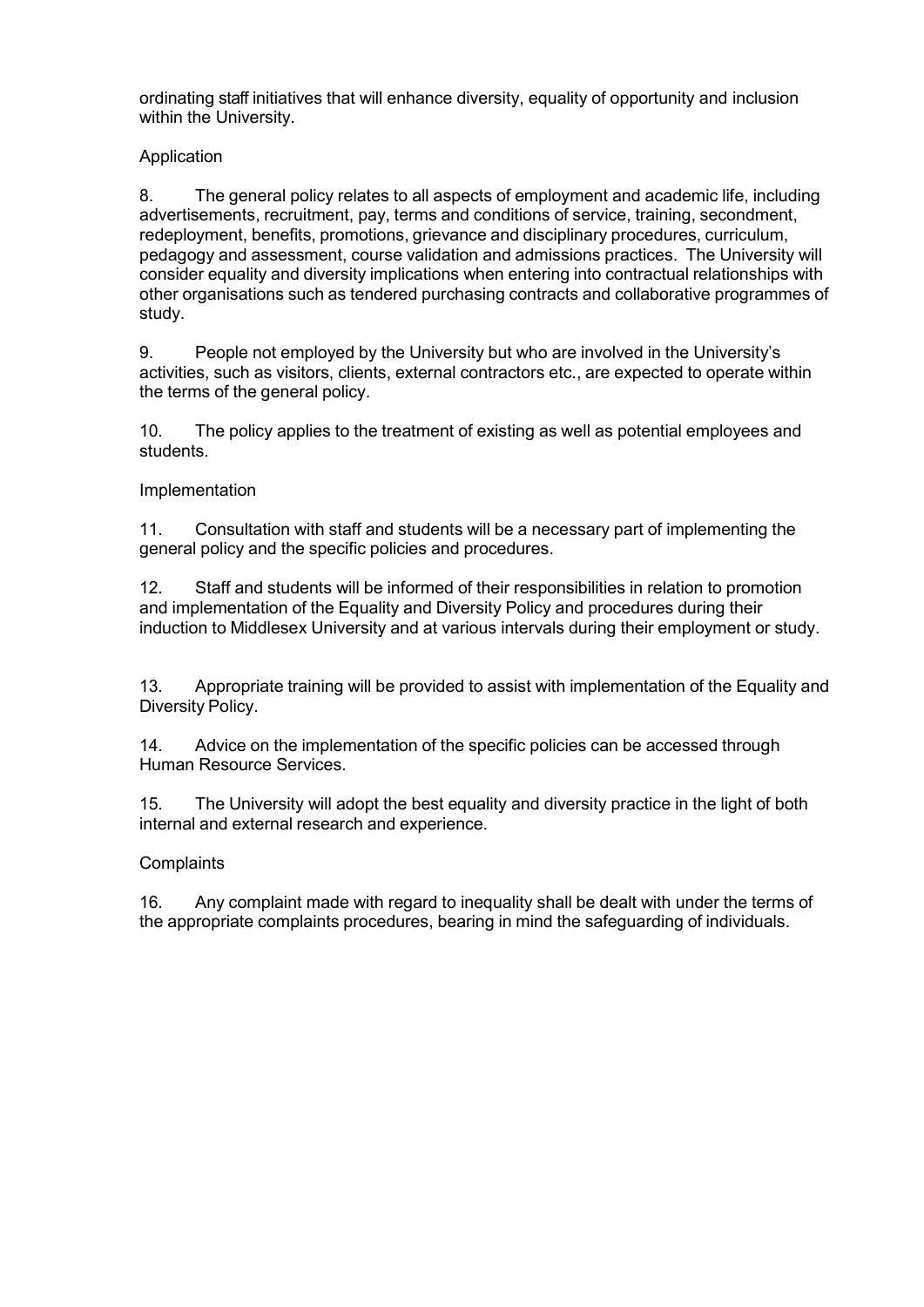ordinating staff initiatives that will enhance diversity, equality of opportunity and inclusion within the University.

## Application

8. The general policy relates to all aspects of employment and academic life, including advertisements, recruitment, pay, terms and conditions of service, training, secondment, redeployment, benefits, promotions, grievance and disciplinary procedures, curriculum, pedagogy and assessment, course validation and admissions practices. The University will consider equality and diversity implications when entering into contractual relationships with other organisations such as tendered purchasing contracts and collaborative programmes of study.

9. People not employed by the University but who are involved in the University's activities, such as visitors, clients, external contractors etc., are expected to operate within the terms of the general policy.

10. The policy applies to the treatment of existing as well as potential employees and students.

## Implementation

11. Consultation with staff and students will be a necessary part of implementing the general policy and the specific policies and procedures.

12. Staff and students will be informed of their responsibilities in relation to promotion and implementation of the Equality and Diversity Policy and procedures during their induction to Middlesex University and at various intervals during their employment or study.

13. Appropriate training will be provided to assist with implementation of the Equality and Diversity Policy.

14. Advice on the implementation of the specific policies can be accessed through Human Resource Services.

15. The University will adopt the best equality and diversity practice in the light of both internal and external research and experience.

## Complaints

16. Any complaint made with regard to inequality shall be dealt with under the terms of the appropriate complaints procedures, bearing in mind the safeguarding of individuals.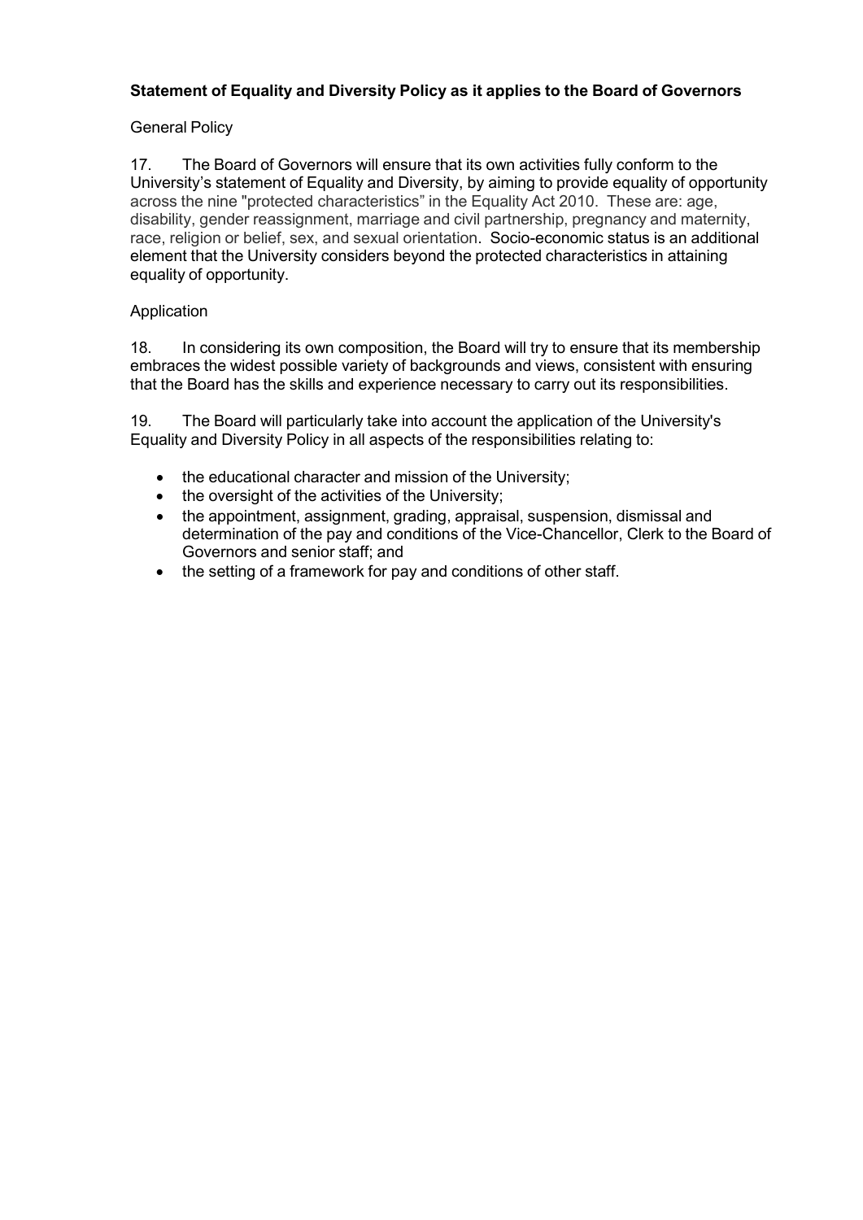**Statement of Equality and Diversity Policy as it applies to the Board of Governors**

General Policy

17. The Board of Governors will ensure that its own activities fully conform to the University's statement of Equality and Diversity, by aiming to provide equality of opportunity across the nine "protected characteristics" in the Equality Act 2010. These are: age, disability, gender reassignment, marriage and civil partnership, pregnancy and maternity, race, religion or belief, sex, and sexual orientation. Socio-economic status is an additional element that the University considers beyond the protected characteristics in attaining equality of opportunity.

Application

18. In considering its own composition, the Board will try to ensure that its membership embraces the widest possible variety of backgrounds and views, consistent with ensuring that the Board has the skills and experience necessary to carry out its responsibilities.

19. The Board will particularly take into account the application of the University's Equality and Diversity Policy in all aspects of the responsibilities relating to:

- the educational character and mission of the University;
- the oversight of the activities of the University;
- the appointment, assignment, grading, appraisal, suspension, dismissal and determination of the pay and conditions of the Vice-Chancellor, Clerk to the Board of Governors and senior staff; and
- the setting of a framework for pay and conditions of other staff.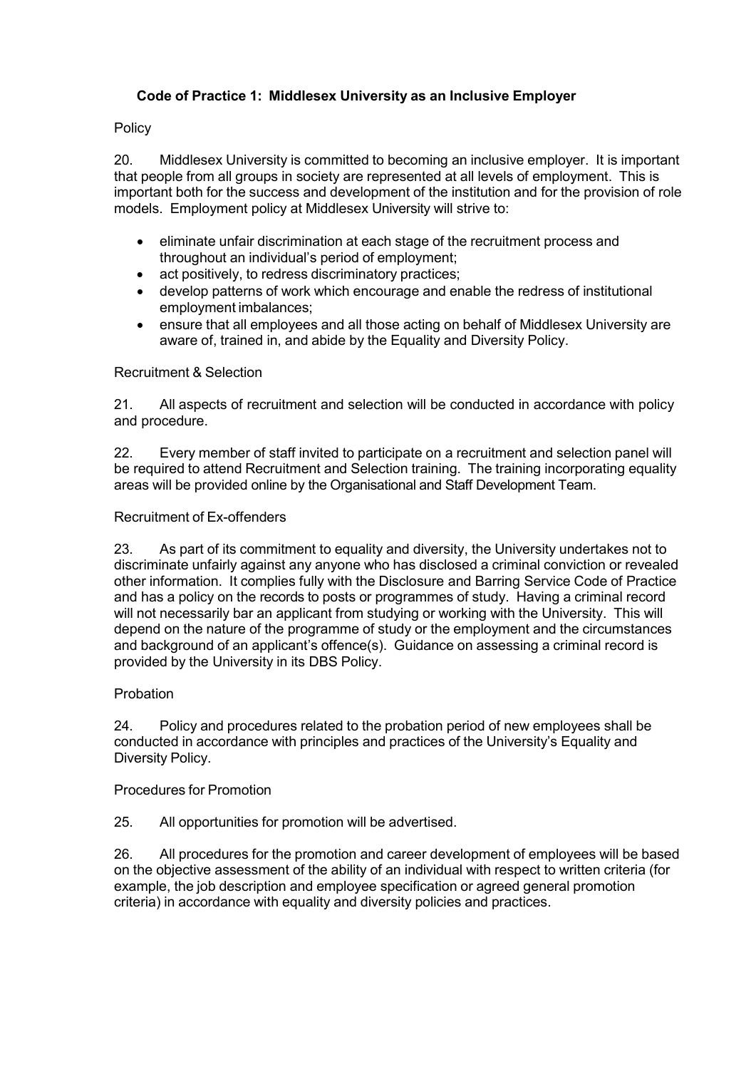## Code of Practice 1: Middlesex University as an Inclusive Employer

Policy

20. Middlesex University is committed to becoming an inclusive employer. It is important that people from all groups in society are represented at all levels of employment. This is important both for the success and development of the institution and for the provision of role models. Employment policy at Middlesex University will strive to:

- eliminate unfair discrimination at each stage of the recruitment process and throughout an individual's period of employment;
- act positively, to redress discriminatory practices;
- develop patterns of work which encourage and enable the redress of institutional employment imbalances;
- ensure that all employees and all those acting on behalf of Middlesex University are aware of, trained in, and abide by the Equality and Diversity Policy.

Recruitment & Selection

21. All aspects of recruitment and selection will be conducted in accordance with policy and procedure.

22. Every member of staff invited to participate on a recruitment and selection panel will be required to attend Recruitment and Selection training. The training incorporating equality areas will be provided online by the Organisational and Staff Development Team.

Recruitment of Ex-offenders

23. As part of its commitment to equality and diversity, the University undertakes not to discriminate unfairly against any anyone who has disclosed a criminal conviction or revealed other information. It complies fully with the Disclosure and Barring Service Code of Practice and has a policy on the records to posts or programmes of study. Having a criminal record will not necessarily bar an applicant from studying or working with the University. This will depend on the nature of the programme of study or the employment and the circumstances and background of an applicant's offence(s). Guidance on assessing a criminal record is provided by the University in its DBS Policy.

Probation

24. Policy and procedures related to the probation period of new employees shall be conducted in accordance with principles and practices of the University's Equality and Diversity Policy.

Procedures for Promotion

25. All opportunities for promotion will be advertised.

26. All procedures for the promotion and career development of employees will be based on the objective assessment of the ability of an individual with respect to written criteria (for example, the job description and employee specification or agreed general promotion criteria) in accordance with equality and diversity policies and practices.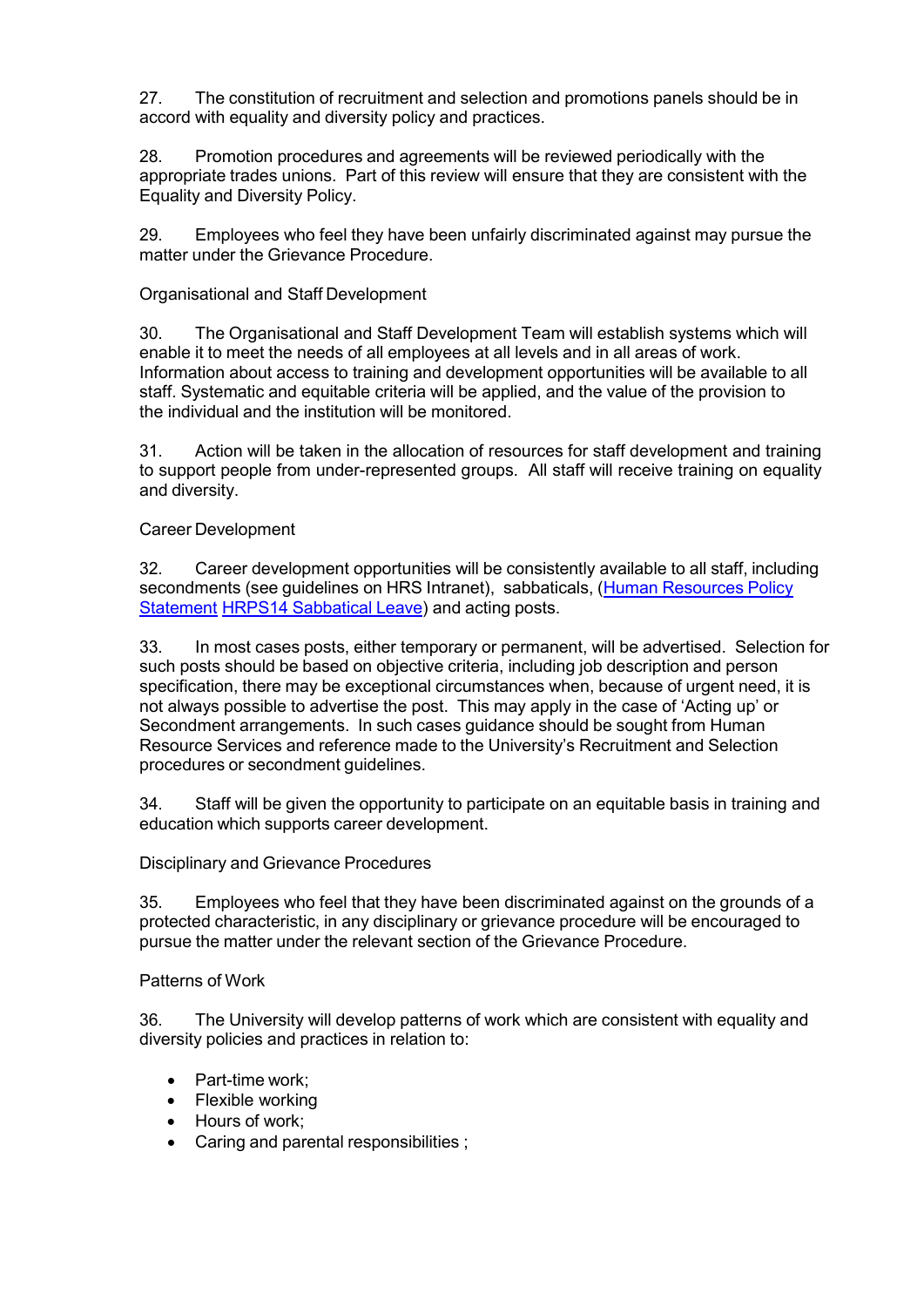27. The constitution of recruitment and selection and promotions panels should be in accord with equality and diversity policy and practices.

28. Promotion procedures and agreements will be reviewed periodically with the appropriate trades unions. Part of this review will ensure that they are consistent with the Equality and Diversity Policy.

29. Employees who feel they have been unfairly discriminated against may pursue the matter under the Grievance Procedure.

Organisational and Staff Development

30. The Organisational and Staff Development Team will establish systems which will enable it to meet the needs of all employees at all levels and in all areas of work. Information about access to training and development opportunities will be available to all staff. Systematic and equitable criteria will be applied, and the value of the provision to the individual and the institution will be monitored.

31. Action will be taken in the allocation of resources for staff development and training to support people from under-represented groups. All staff will receive training on equality and diversity.

Career Development

32. Career development opportunities will be consistently available to all staff, including secondments (see guidelines on HRS Intranet), sabbaticals, (Human Resources Policy Statement HRPS14 Sabbatical Leave) and acting posts.

33. In most cases posts, either temporary or permanent, will be advertised. Selection for such posts should be based on objective criteria, including job description and person specification, there may be exceptional circumstances when, because of urgent need, it is not always possible to advertise the post. This may apply in the case of 'Acting up' or Secondment arrangements. In such cases guidance should be sought from Human Resource Services and reference made to the University's Recruitment and Selection procedures or secondment guidelines.

34. Staff will be given the opportunity to participate on an equitable basis in training and education which supports career development.

Disciplinary and Grievance Procedures

35. Employees who feel that they have been discriminated against on the grounds of a protected characteristic, in any disciplinary or grievance procedure will be encouraged to pursue the matter under the relevant section of the Grievance Procedure.

Patterns of Work

36. The University will develop patterns of work which are consistent with equality and diversity policies and practices in relation to:

- Part-time work;
- Flexible working
- Hours of work;
- Caring and parental responsibilities ;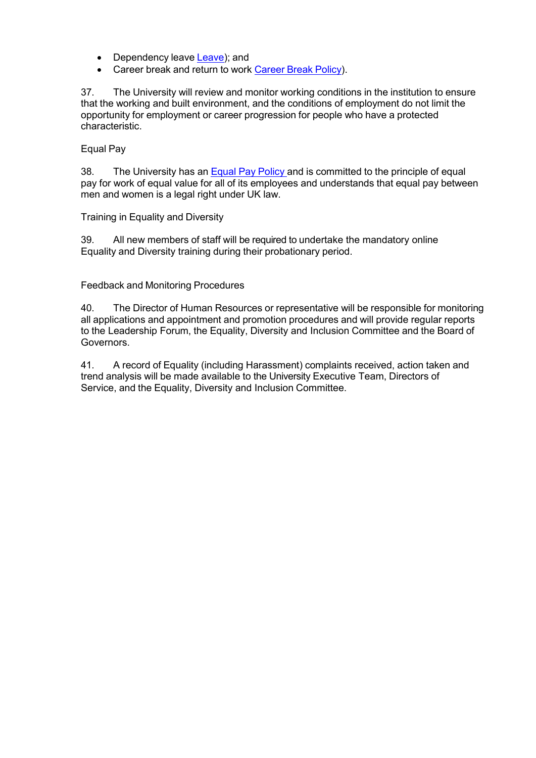- Dependency leave Leave); and
- Career break and return to work Career Break Policy).

37. The University will review and monitor working conditions in the institution to ensure that the working and built environment, and the conditions of employment do not limit the opportunity for employment or career progression for people who have a protected characteristic.

Equal Pay

38. The University has an Equal Pay Policy and is committed to the principle of equal pay for work of equal value for all of its employees and understands that equal pay between men and women is a legal right under UK law.

Training in Equality and Diversity

39. All new members of staff will be required to undertake the mandatory online Equality and Diversity training during their probationary period.

Feedback and Monitoring Procedures

40. The Director of Human Resources or representative will be responsible for monitoring all applications and appointment and promotion procedures and will provide regular reports to the Leadership Forum, the Equality, Diversity and Inclusion Committee and the Board of Governors.

41. A record of Equality (including Harassment) complaints received, action taken and trend analysis will be made available to the University Executive Team, Directors of Service, and the Equality, Diversity and Inclusion Committee.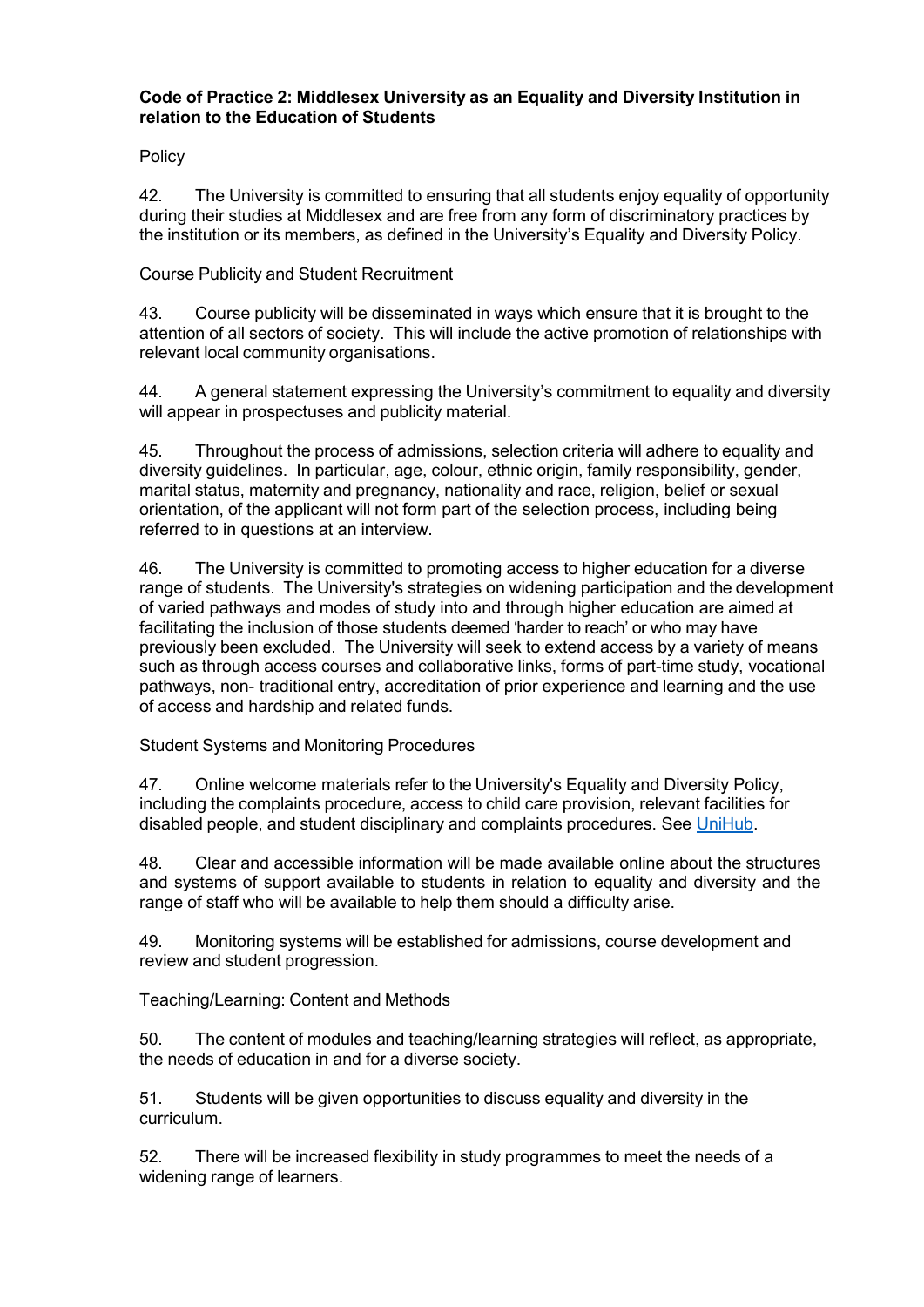**Code of Practice 2: Middlesex University as an Equality and Diversity Institution in relation to the Education of Students**

Policy

42. The University is committed to ensuring that all students enjoy equality of opportunity during their studies at Middlesex and are free from any form of discriminatory practices by the institution or its members, as defined in the University's Equality and Diversity Policy.

Course Publicity and Student Recruitment

43. Course publicity will be disseminated in ways which ensure that it is brought to the attention of all sectors of society. This will include the active promotion of relationships with relevant local community organisations.

44. A general statement expressing the University's commitment to equality and diversity will appear in prospectuses and publicity material.

45. Throughout the process of admissions, selection criteria will adhere to equality and diversity guidelines. In particular, age, colour, ethnic origin, family responsibility, gender, marital status, maternity and pregnancy, nationality and race, religion, belief or sexual orientation, of the applicant will not form part of the selection process, including being referred to in questions at an interview.

46. The University is committed to promoting access to higher education for a diverse range of students. The University's strategies on widening participation and the development of varied pathways and modes of study into and through higher education are aimed at facilitating the inclusion of those students deemed 'harder to reach' or who may have previously been excluded. The University will seek to extend access by a variety of means such as through access courses and collaborative links, forms of part-time study, vocational pathways, non- traditional entry, accreditation of prior experience and learning and the use of access and hardship and related funds.

Student Systems and Monitoring Procedures

47. Online welcome materials refer to the University's Equality and Diversity Policy, including the complaints procedure, access to child care provision, relevant facilities for disabled people, and student disciplinary and complaints procedures. See UniHub.

48. Clear and accessible information will be made available online about the structures and systems of support available to students in relation to equality and diversity and the range of staff who will be available to help them should a difficulty arise.

49. Monitoring systems will be established for admissions, course development and review and student progression.

Teaching/Learning: Content and Methods

50. The content of modules and teaching/learning strategies will reflect, as appropriate, the needs of education in and for a diverse society.

51. Students will be given opportunities to discuss equality and diversity in the curriculum.

52. There will be increased flexibility in study programmes to meet the needs of a widening range of learners.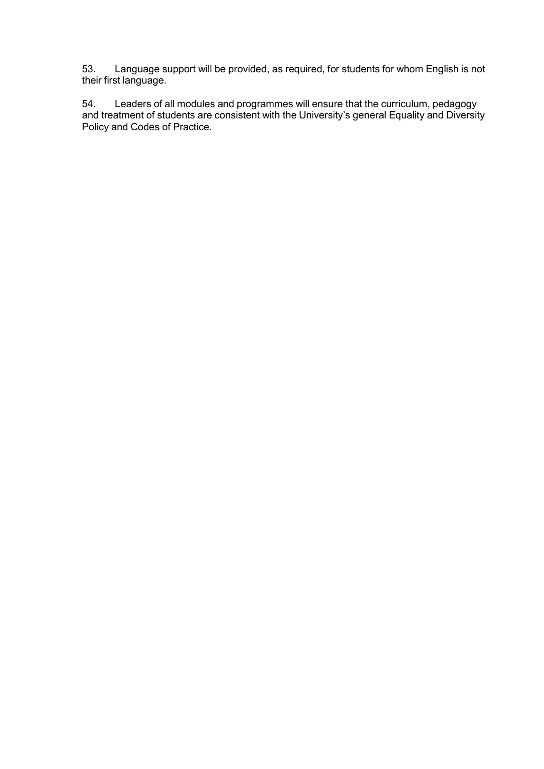53. Language support will be provided, as required, for students for whom English is not their first language.

54. Leaders of all modules and programmes will ensure that the curriculum, pedagogy and treatment of students are consistent with the University's general Equality and Diversity Policy and Codes of Practice.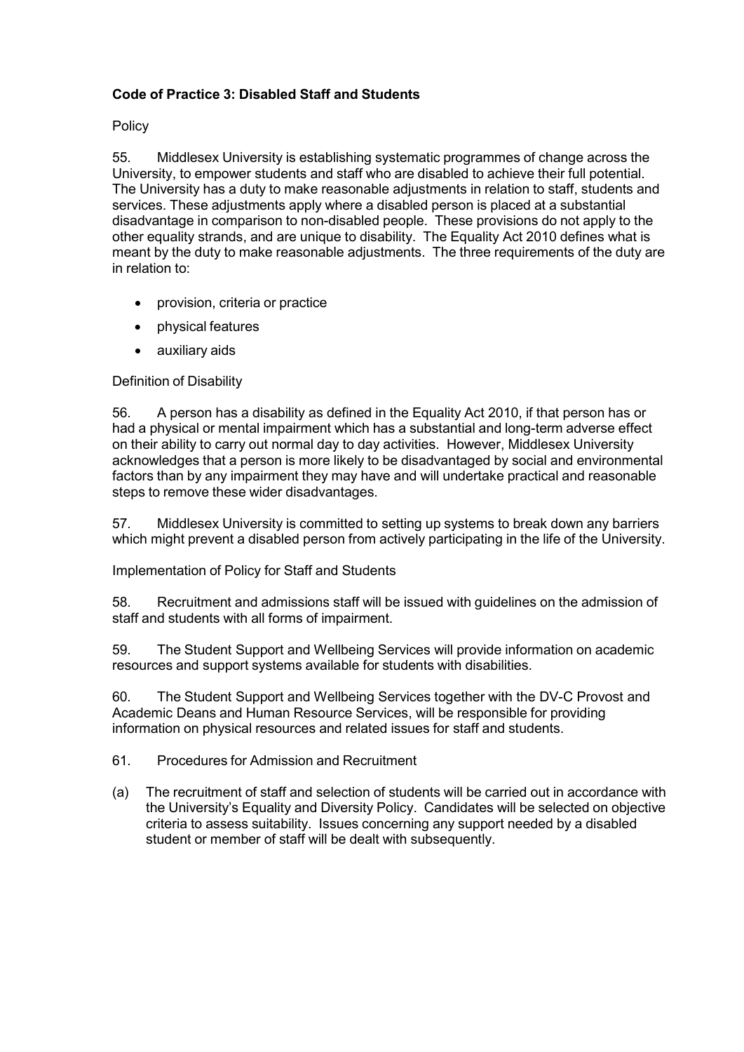**Code of Practice 3: Disabled Staff and Students**

Policy

55. Middlesex University is establishing systematic programmes of change across the University, to empower students and staff who are disabled to achieve their full potential. The University has a duty to make reasonable adjustments in relation to staff, students and services. These adjustments apply where a disabled person is placed at a substantial disadvantage in comparison to non-disabled people. These provisions do not apply to the other equality strands, and are unique to disability. The Equality Act 2010 defines what is meant by the duty to make reasonable adjustments. The three requirements of the duty are in relation to:

- provision, criteria or practice
- physical features
- auxiliary aids

Definition of Disability

56. A person has a disability as defined in the Equality Act 2010, if that person has or had a physical or mental impairment which has a substantial and long-term adverse effect on their ability to carry out normal day to day activities. However, Middlesex University acknowledges that a person is more likely to be disadvantaged by social and environmental factors than by any impairment they may have and will undertake practical and reasonable steps to remove these wider disadvantages.

57. Middlesex University is committed to setting up systems to break down any barriers which might prevent a disabled person from actively participating in the life of the University.

Implementation of Policy for Staff and Students

58. Recruitment and admissions staff will be issued with guidelines on the admission of staff and students with all forms of impairment.

59. The Student Support and Wellbeing Services will provide information on academic resources and support systems available for students with disabilities.

60. The Student Support and Wellbeing Services together with the DV-C Provost and Academic Deans and Human Resource Services, will be responsible for providing information on physical resources and related issues for staff and students.

61. Procedures for Admission and Recruitment

(a) The recruitment of staff and selection of students will be carried out in accordance with the University's Equality and Diversity Policy. Candidates will be selected on objective criteria to assess suitability. Issues concerning any support needed by a disabled student or member of staff will be dealt with subsequently.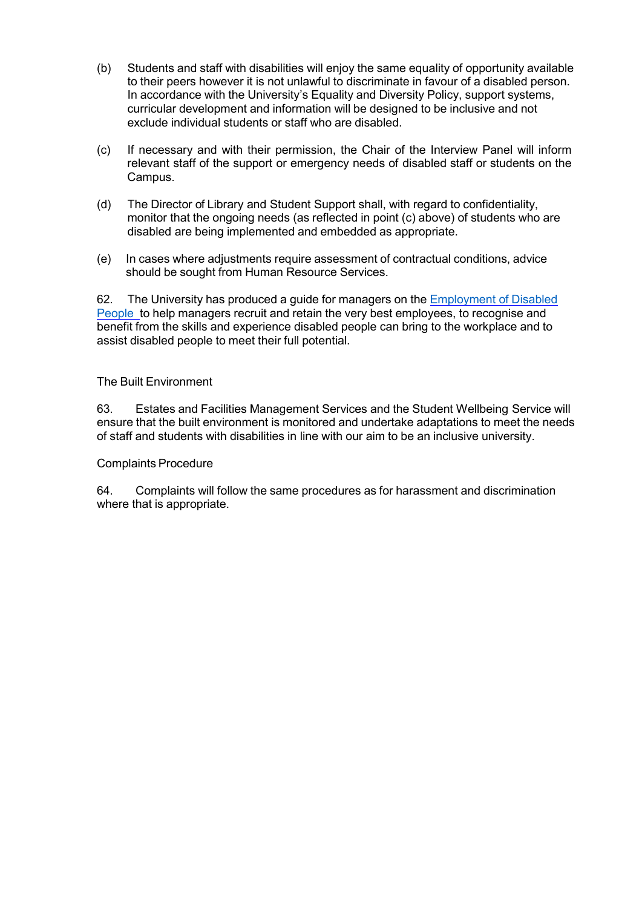(b) Students and staff with disabilities will enjoy the same equality of opportunity available to their peers however it is not unlawful to discriminate in favour of a disabled person. In accordance with the University's Equality and Diversity Policy, support systems, curricular development and information will be designed to be inclusive and not exclude individual students or staff who are disabled.

(c) If necessary and with their permission, the Chair of the Interview Panel will inform relevant staff of the support or emergency needs of disabled staff or students on the Campus.

(d) The Director of Library and Student Support shall, with regard to confidentiality, monitor that the ongoing needs (as reflected in point (c) above) of students who are disabled are being implemented and embedded as appropriate.

(e) In cases where adjustments require assessment of contractual conditions, advice should be sought from Human Resource Services.

62. The University has produced a guide for managers on the Employment of Disabled People to help managers recruit and retain the very best employees, to recognise and benefit from the skills and experience disabled people can bring to the workplace and to assist disabled people to meet their full potential.

The Built Environment

63. Estates and Facilities Management Services and the Student Wellbeing Service will ensure that the built environment is monitored and undertake adaptations to meet the needs of staff and students with disabilities in line with our aim to be an inclusive university.

Complaints Procedure

64. Complaints will follow the same procedures as for harassment and discrimination where that is appropriate.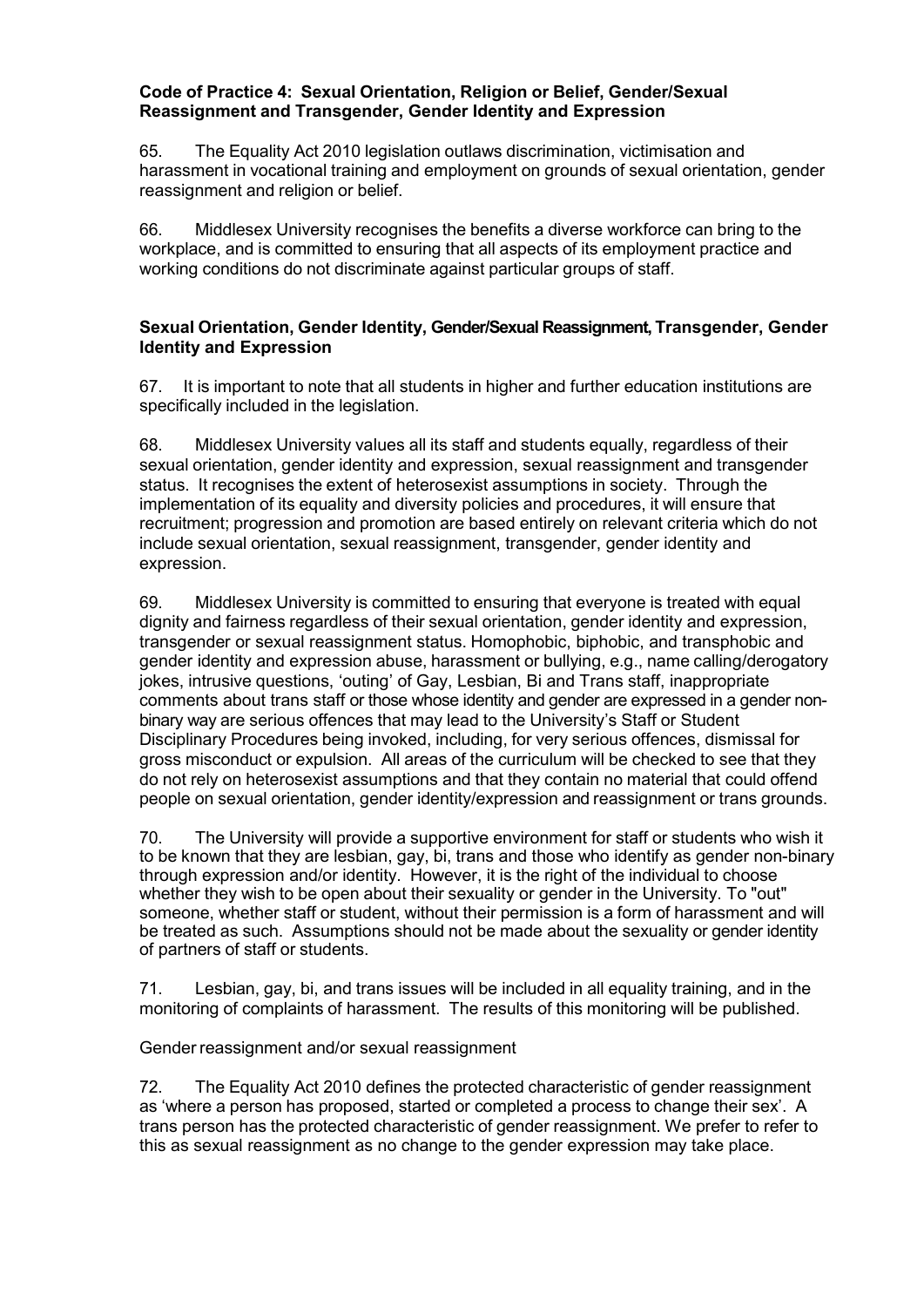**Code of Practice 4: Sexual Orientation, Religion or Belief, Gender/Sexual Reassignment and Transgender, Gender Identity and Expression**

65. The Equality Act 2010 legislation outlaws discrimination, victimisation and harassment in vocational training and employment on grounds of sexual orientation, gender reassignment and religion or belief.

66. Middlesex University recognises the benefits a diverse workforce can bring to the workplace, and is committed to ensuring that all aspects of its employment practice and working conditions do not discriminate against particular groups of staff.

**Sexual Orientation, Gender Identity, Gender/Sexual Reassignment, Transgender, Gender Identity and Expression**

67. It is important to note that all students in higher and further education institutions are specifically included in the legislation.

68. Middlesex University values all its staff and students equally, regardless of their sexual orientation, gender identity and expression, sexual reassignment and transgender status. It recognises the extent of heterosexist assumptions in society. Through the implementation of its equality and diversity policies and procedures, it will ensure that recruitment; progression and promotion are based entirely on relevant criteria which do not include sexual orientation, sexual reassignment, transgender, gender identity and expression.

69. Middlesex University is committed to ensuring that everyone is treated with equal dignity and fairness regardless of their sexual orientation, gender identity and expression, transgender or sexual reassignment status. Homophobic, biphobic, and transphobic and gender identity and expression abuse, harassment or bullying, e.g., name calling/derogatory jokes, intrusive questions, 'outing' of Gay, Lesbian, Bi and Trans staff, inappropriate comments about trans staff or those whose identity and gender are expressed in a gender non-binary way are serious offences that may lead to the University's Staff or Student Disciplinary Procedures being invoked, including, for very serious offences, dismissal for gross misconduct or expulsion. All areas of the curriculum will be checked to see that they do not rely on heterosexist assumptions and that they contain no material that could offend people on sexual orientation, gender identity/expression and reassignment or trans grounds.

70. The University will provide a supportive environment for staff or students who wish it to be known that they are lesbian, gay, bi, trans and those who identify as gender non-binary through expression and/or identity. However, it is the right of the individual to choose whether they wish to be open about their sexuality or gender in the University. To "out" someone, whether staff or student, without their permission is a form of harassment and will be treated as such. Assumptions should not be made about the sexuality or gender identity of partners of staff or students.

71. Lesbian, gay, bi, and trans issues will be included in all equality training, and in the monitoring of complaints of harassment. The results of this monitoring will be published.

Gender reassignment and/or sexual reassignment

72. The Equality Act 2010 defines the protected characteristic of gender reassignment as 'where a person has proposed, started or completed a process to change their sex'. A trans person has the protected characteristic of gender reassignment. We prefer to refer to this as sexual reassignment as no change to the gender expression may take place.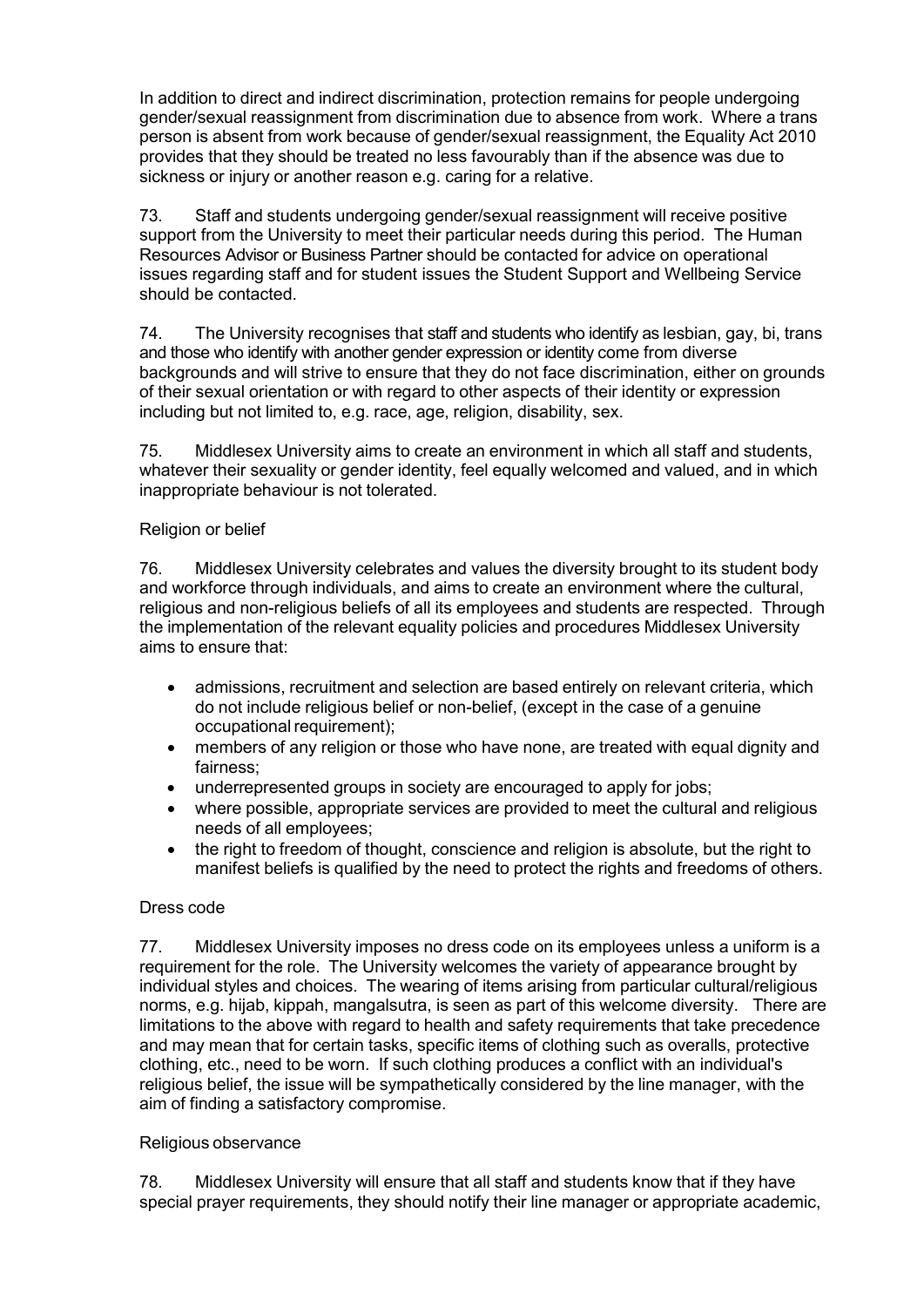In addition to direct and indirect discrimination, protection remains for people undergoing gender/sexual reassignment from discrimination due to absence from work. Where a trans person is absent from work because of gender/sexual reassignment, the Equality Act 2010 provides that they should be treated no less favourably than if the absence was due to sickness or injury or another reason e.g. caring for a relative.

73. Staff and students undergoing gender/sexual reassignment will receive positive support from the University to meet their particular needs during this period. The Human Resources Advisor or Business Partner should be contacted for advice on operational issues regarding staff and for student issues the Student Support and Wellbeing Service should be contacted.

74. The University recognises that staff and students who identify as lesbian, gay, bi, trans and those who identify with another gender expression or identity come from diverse backgrounds and will strive to ensure that they do not face discrimination, either on grounds of their sexual orientation or with regard to other aspects of their identity or expression including but not limited to, e.g. race, age, religion, disability, sex.

75. Middlesex University aims to create an environment in which all staff and students, whatever their sexuality or gender identity, feel equally welcomed and valued, and in which inappropriate behaviour is not tolerated.

Religion or belief

76. Middlesex University celebrates and values the diversity brought to its student body and workforce through individuals, and aims to create an environment where the cultural, religious and non-religious beliefs of all its employees and students are respected. Through the implementation of the relevant equality policies and procedures Middlesex University aims to ensure that:

- admissions, recruitment and selection are based entirely on relevant criteria, which do not include religious belief or non-belief, (except in the case of a genuine occupational requirement);
- members of any religion or those who have none, are treated with equal dignity and fairness;
- underrepresented groups in society are encouraged to apply for jobs;
- where possible, appropriate services are provided to meet the cultural and religious needs of all employees;
- the right to freedom of thought, conscience and religion is absolute, but the right to manifest beliefs is qualified by the need to protect the rights and freedoms of others.

Dress code

77. Middlesex University imposes no dress code on its employees unless a uniform is a requirement for the role. The University welcomes the variety of appearance brought by individual styles and choices. The wearing of items arising from particular cultural/religious norms, e.g. hijab, kippah, mangalsutra, is seen as part of this welcome diversity. There are limitations to the above with regard to health and safety requirements that take precedence and may mean that for certain tasks, specific items of clothing such as overalls, protective clothing, etc., need to be worn. If such clothing produces a conflict with an individual's religious belief, the issue will be sympathetically considered by the line manager, with the aim of finding a satisfactory compromise.

Religious observance

78. Middlesex University will ensure that all staff and students know that if they have special prayer requirements, they should notify their line manager or appropriate academic,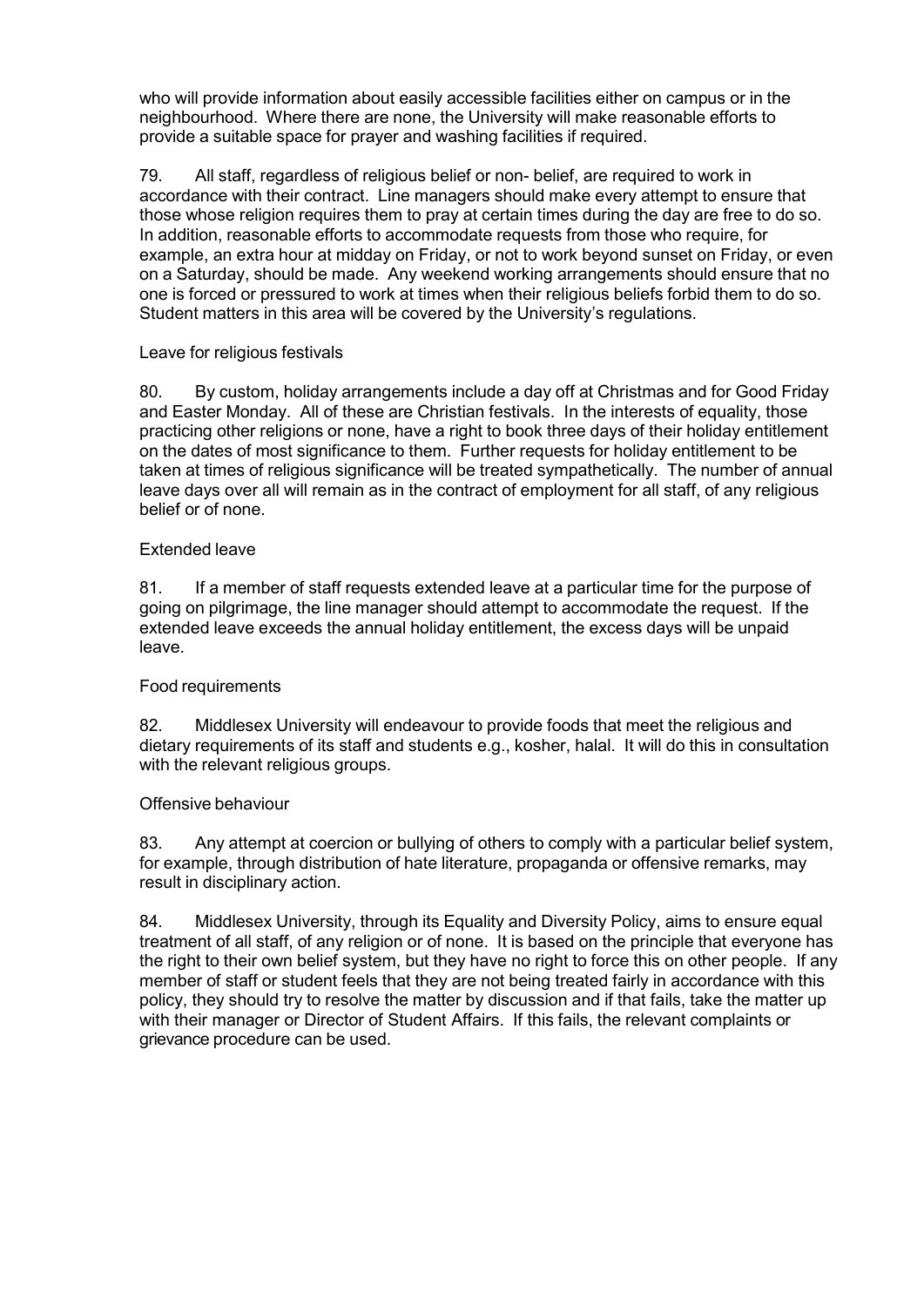who will provide information about easily accessible facilities either on campus or in the neighbourhood. Where there are none, the University will make reasonable efforts to provide a suitable space for prayer and washing facilities if required.

79. All staff, regardless of religious belief or non- belief, are required to work in accordance with their contract. Line managers should make every attempt to ensure that those whose religion requires them to pray at certain times during the day are free to do so. In addition, reasonable efforts to accommodate requests from those who require, for example, an extra hour at midday on Friday, or not to work beyond sunset on Friday, or even on a Saturday, should be made. Any weekend working arrangements should ensure that no one is forced or pressured to work at times when their religious beliefs forbid them to do so. Student matters in this area will be covered by the University's regulations.

Leave for religious festivals

80. By custom, holiday arrangements include a day off at Christmas and for Good Friday and Easter Monday. All of these are Christian festivals. In the interests of equality, those practicing other religions or none, have a right to book three days of their holiday entitlement on the dates of most significance to them. Further requests for holiday entitlement to be taken at times of religious significance will be treated sympathetically. The number of annual leave days over all will remain as in the contract of employment for all staff, of any religious belief or of none.

Extended leave

81. If a member of staff requests extended leave at a particular time for the purpose of going on pilgrimage, the line manager should attempt to accommodate the request. If the extended leave exceeds the annual holiday entitlement, the excess days will be unpaid leave.

Food requirements

82. Middlesex University will endeavour to provide foods that meet the religious and dietary requirements of its staff and students e.g., kosher, halal. It will do this in consultation with the relevant religious groups.

Offensive behaviour

83. Any attempt at coercion or bullying of others to comply with a particular belief system, for example, through distribution of hate literature, propaganda or offensive remarks, may result in disciplinary action.

84. Middlesex University, through its Equality and Diversity Policy, aims to ensure equal treatment of all staff, of any religion or of none. It is based on the principle that everyone has the right to their own belief system, but they have no right to force this on other people. If any member of staff or student feels that they are not being treated fairly in accordance with this policy, they should try to resolve the matter by discussion and if that fails, take the matter up with their manager or Director of Student Affairs. If this fails, the relevant complaints or grievance procedure can be used.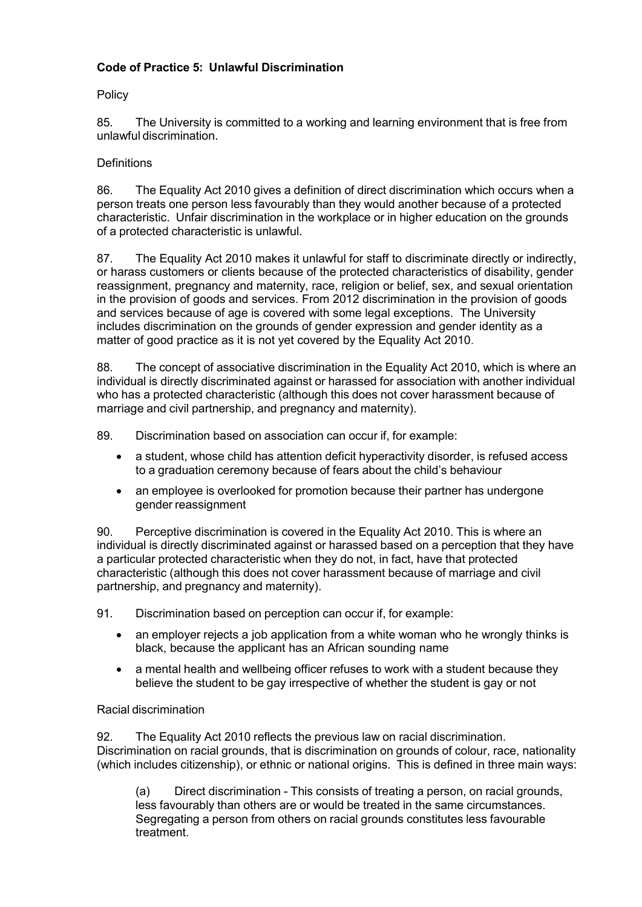**Code of Practice 5: Unlawful Discrimination**

Policy

85. The University is committed to a working and learning environment that is free from unlawful discrimination.

Definitions

86. The Equality Act 2010 gives a definition of direct discrimination which occurs when a person treats one person less favourably than they would another because of a protected characteristic. Unfair discrimination in the workplace or in higher education on the grounds of a protected characteristic is unlawful.

87. The Equality Act 2010 makes it unlawful for staff to discriminate directly or indirectly, or harass customers or clients because of the protected characteristics of disability, gender reassignment, pregnancy and maternity, race, religion or belief, sex, and sexual orientation in the provision of goods and services. From 2012 discrimination in the provision of goods and services because of age is covered with some legal exceptions. The University includes discrimination on the grounds of gender expression and gender identity as a matter of good practice as it is not yet covered by the Equality Act 2010.

88. The concept of associative discrimination in the Equality Act 2010, which is where an individual is directly discriminated against or harassed for association with another individual who has a protected characteristic (although this does not cover harassment because of marriage and civil partnership, and pregnancy and maternity).

89. Discrimination based on association can occur if, for example:

- a student, whose child has attention deficit hyperactivity disorder, is refused access to a graduation ceremony because of fears about the child's behaviour
- an employee is overlooked for promotion because their partner has undergone gender reassignment

90. Perceptive discrimination is covered in the Equality Act 2010. This is where an individual is directly discriminated against or harassed based on a perception that they have a particular protected characteristic when they do not, in fact, have that protected characteristic (although this does not cover harassment because of marriage and civil partnership, and pregnancy and maternity).

91. Discrimination based on perception can occur if, for example:

- an employer rejects a job application from a white woman who he wrongly thinks is black, because the applicant has an African sounding name
- a mental health and wellbeing officer refuses to work with a student because they believe the student to be gay irrespective of whether the student is gay or not

Racial discrimination

92. The Equality Act 2010 reflects the previous law on racial discrimination. Discrimination on racial grounds, that is discrimination on grounds of colour, race, nationality (which includes citizenship), or ethnic or national origins. This is defined in three main ways:

(a) Direct discrimination - This consists of treating a person, on racial grounds, less favourably than others are or would be treated in the same circumstances. Segregating a person from others on racial grounds constitutes less favourable treatment.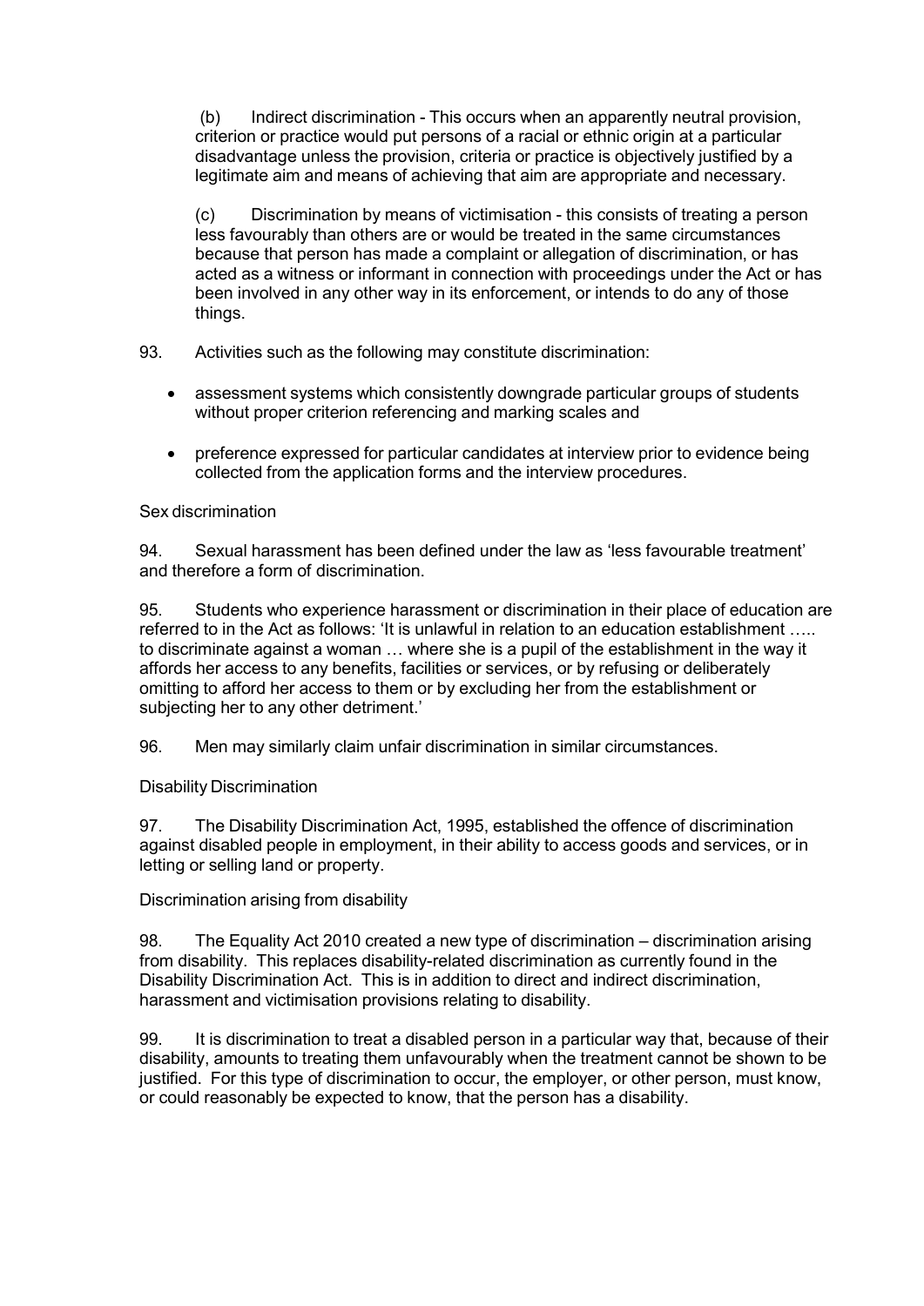(b) Indirect discrimination - This occurs when an apparently neutral provision, criterion or practice would put persons of a racial or ethnic origin at a particular disadvantage unless the provision, criteria or practice is objectively justified by a legitimate aim and means of achieving that aim are appropriate and necessary.

(c) Discrimination by means of victimisation - this consists of treating a person less favourably than others are or would be treated in the same circumstances because that person has made a complaint or allegation of discrimination, or has acted as a witness or informant in connection with proceedings under the Act or has been involved in any other way in its enforcement, or intends to do any of those things.

93. Activities such as the following may constitute discrimination:

- assessment systems which consistently downgrade particular groups of students without proper criterion referencing and marking scales and
- preference expressed for particular candidates at interview prior to evidence being collected from the application forms and the interview procedures.

Sex discrimination

94. Sexual harassment has been defined under the law as 'less favourable treatment' and therefore a form of discrimination.

95. Students who experience harassment or discrimination in their place of education are referred to in the Act as follows: 'It is unlawful in relation to an education establishment ….. to discriminate against a woman … where she is a pupil of the establishment in the way it affords her access to any benefits, facilities or services, or by refusing or deliberately omitting to afford her access to them or by excluding her from the establishment or subjecting her to any other detriment.'

96. Men may similarly claim unfair discrimination in similar circumstances.

Disability Discrimination

97. The Disability Discrimination Act, 1995, established the offence of discrimination against disabled people in employment, in their ability to access goods and services, or in letting or selling land or property.

Discrimination arising from disability

98. The Equality Act 2010 created a new type of discrimination – discrimination arising from disability. This replaces disability-related discrimination as currently found in the Disability Discrimination Act. This is in addition to direct and indirect discrimination, harassment and victimisation provisions relating to disability.

99. It is discrimination to treat a disabled person in a particular way that, because of their disability, amounts to treating them unfavourably when the treatment cannot be shown to be justified. For this type of discrimination to occur, the employer, or other person, must know, or could reasonably be expected to know, that the person has a disability.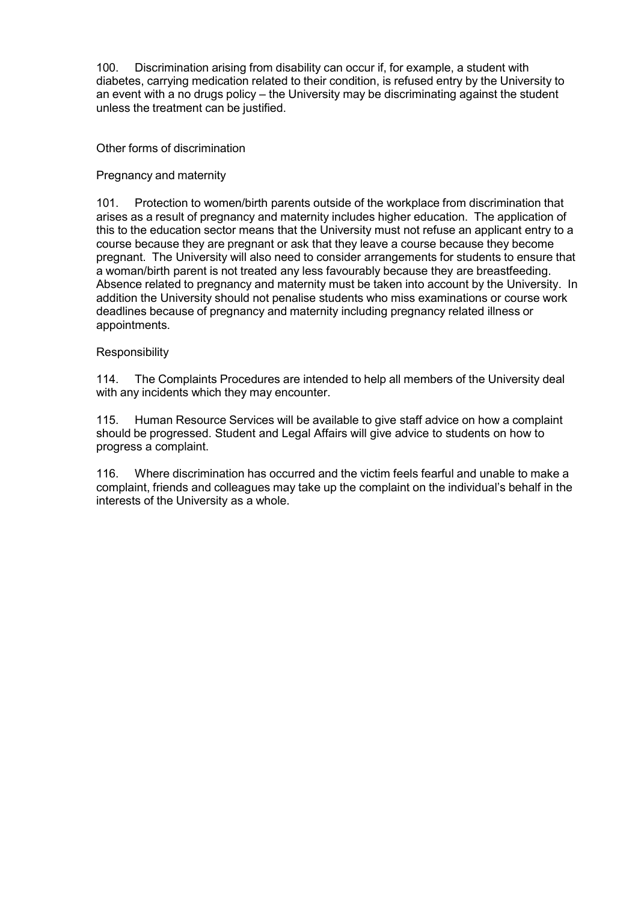100. Discrimination arising from disability can occur if, for example, a student with diabetes, carrying medication related to their condition, is refused entry by the University to an event with a no drugs policy – the University may be discriminating against the student unless the treatment can be justified.

Other forms of discrimination

Pregnancy and maternity

101. Protection to women/birth parents outside of the workplace from discrimination that arises as a result of pregnancy and maternity includes higher education. The application of this to the education sector means that the University must not refuse an applicant entry to a course because they are pregnant or ask that they leave a course because they become pregnant. The University will also need to consider arrangements for students to ensure that a woman/birth parent is not treated any less favourably because they are breastfeeding. Absence related to pregnancy and maternity must be taken into account by the University. In addition the University should not penalise students who miss examinations or course work deadlines because of pregnancy and maternity including pregnancy related illness or appointments.

Responsibility

114. The Complaints Procedures are intended to help all members of the University deal with any incidents which they may encounter.

115. Human Resource Services will be available to give staff advice on how a complaint should be progressed. Student and Legal Affairs will give advice to students on how to progress a complaint.

116. Where discrimination has occurred and the victim feels fearful and unable to make a complaint, friends and colleagues may take up the complaint on the individual's behalf in the interests of the University as a whole.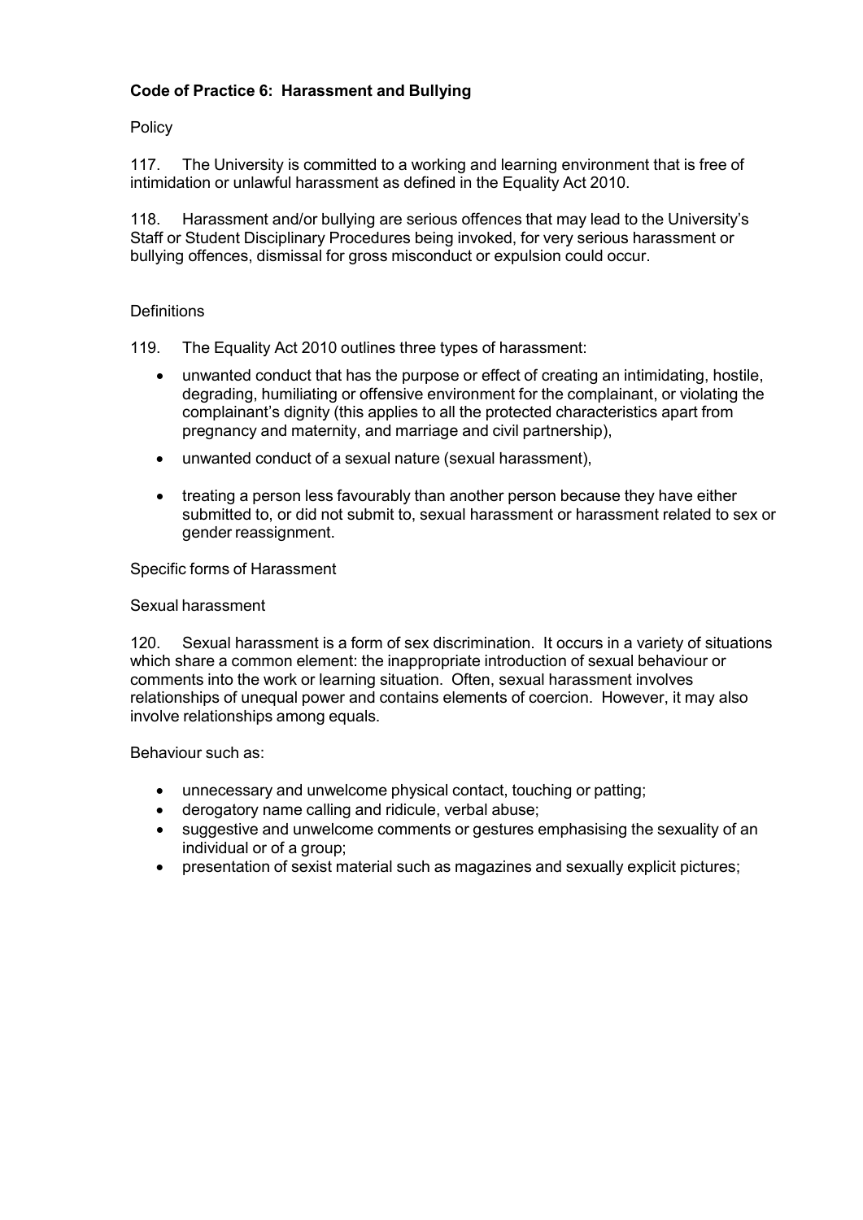**Code of Practice 6: Harassment and Bullying**

Policy

117. The University is committed to a working and learning environment that is free of intimidation or unlawful harassment as defined in the Equality Act 2010.

118. Harassment and/or bullying are serious offences that may lead to the University's Staff or Student Disciplinary Procedures being invoked, for very serious harassment or bullying offences, dismissal for gross misconduct or expulsion could occur.

Definitions

119. The Equality Act 2010 outlines three types of harassment:

- unwanted conduct that has the purpose or effect of creating an intimidating, hostile, degrading, humiliating or offensive environment for the complainant, or violating the complainant's dignity (this applies to all the protected characteristics apart from pregnancy and maternity, and marriage and civil partnership),
- unwanted conduct of a sexual nature (sexual harassment),
- treating a person less favourably than another person because they have either submitted to, or did not submit to, sexual harassment or harassment related to sex or gender reassignment.

Specific forms of Harassment

Sexual harassment

120. Sexual harassment is a form of sex discrimination. It occurs in a variety of situations which share a common element: the inappropriate introduction of sexual behaviour or comments into the work or learning situation. Often, sexual harassment involves relationships of unequal power and contains elements of coercion. However, it may also involve relationships among equals.

Behaviour such as:

- unnecessary and unwelcome physical contact, touching or patting;
- derogatory name calling and ridicule, verbal abuse;
- suggestive and unwelcome comments or gestures emphasising the sexuality of an individual or of a group;
- presentation of sexist material such as magazines and sexually explicit pictures;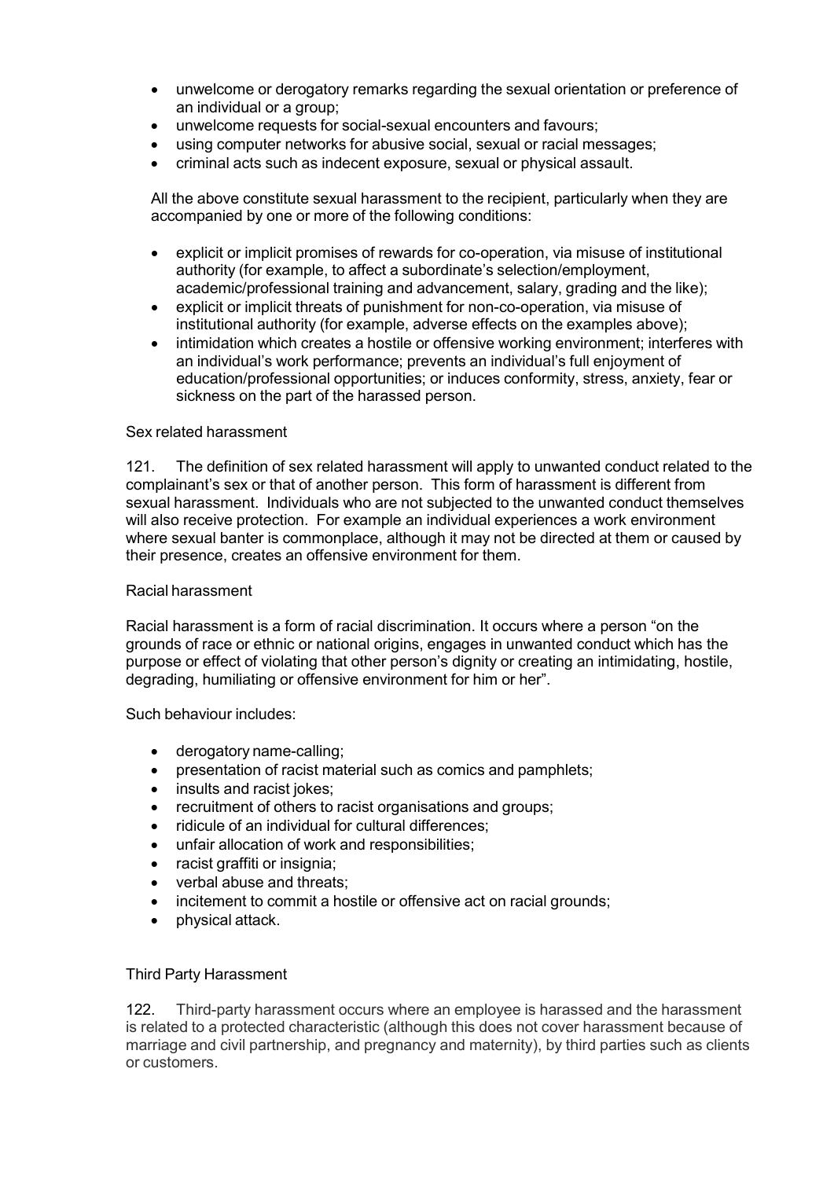- unwelcome or derogatory remarks regarding the sexual orientation or preference of an individual or a group;
- unwelcome requests for social-sexual encounters and favours;
- using computer networks for abusive social, sexual or racial messages;
- criminal acts such as indecent exposure, sexual or physical assault.

All the above constitute sexual harassment to the recipient, particularly when they are accompanied by one or more of the following conditions:

- explicit or implicit promises of rewards for co-operation, via misuse of institutional authority (for example, to affect a subordinate's selection/employment, academic/professional training and advancement, salary, grading and the like);
- explicit or implicit threats of punishment for non-co-operation, via misuse of institutional authority (for example, adverse effects on the examples above);
- intimidation which creates a hostile or offensive working environment; interferes with an individual's work performance; prevents an individual's full enjoyment of education/professional opportunities; or induces conformity, stress, anxiety, fear or sickness on the part of the harassed person.

Sex related harassment

121. The definition of sex related harassment will apply to unwanted conduct related to the complainant's sex or that of another person. This form of harassment is different from sexual harassment. Individuals who are not subjected to the unwanted conduct themselves will also receive protection. For example an individual experiences a work environment where sexual banter is commonplace, although it may not be directed at them or caused by their presence, creates an offensive environment for them.

Racial harassment

Racial harassment is a form of racial discrimination. It occurs where a person "on the grounds of race or ethnic or national origins, engages in unwanted conduct which has the purpose or effect of violating that other person's dignity or creating an intimidating, hostile, degrading, humiliating or offensive environment for him or her".

Such behaviour includes:

- derogatory name-calling;
- presentation of racist material such as comics and pamphlets;
- insults and racist jokes;
- recruitment of others to racist organisations and groups;
- ridicule of an individual for cultural differences;
- unfair allocation of work and responsibilities;
- racist graffiti or insignia;
- verbal abuse and threats;
- incitement to commit a hostile or offensive act on racial grounds;
- physical attack.

Third Party Harassment

122. Third-party harassment occurs where an employee is harassed and the harassment is related to a protected characteristic (although this does not cover harassment because of marriage and civil partnership, and pregnancy and maternity), by third parties such as clients or customers.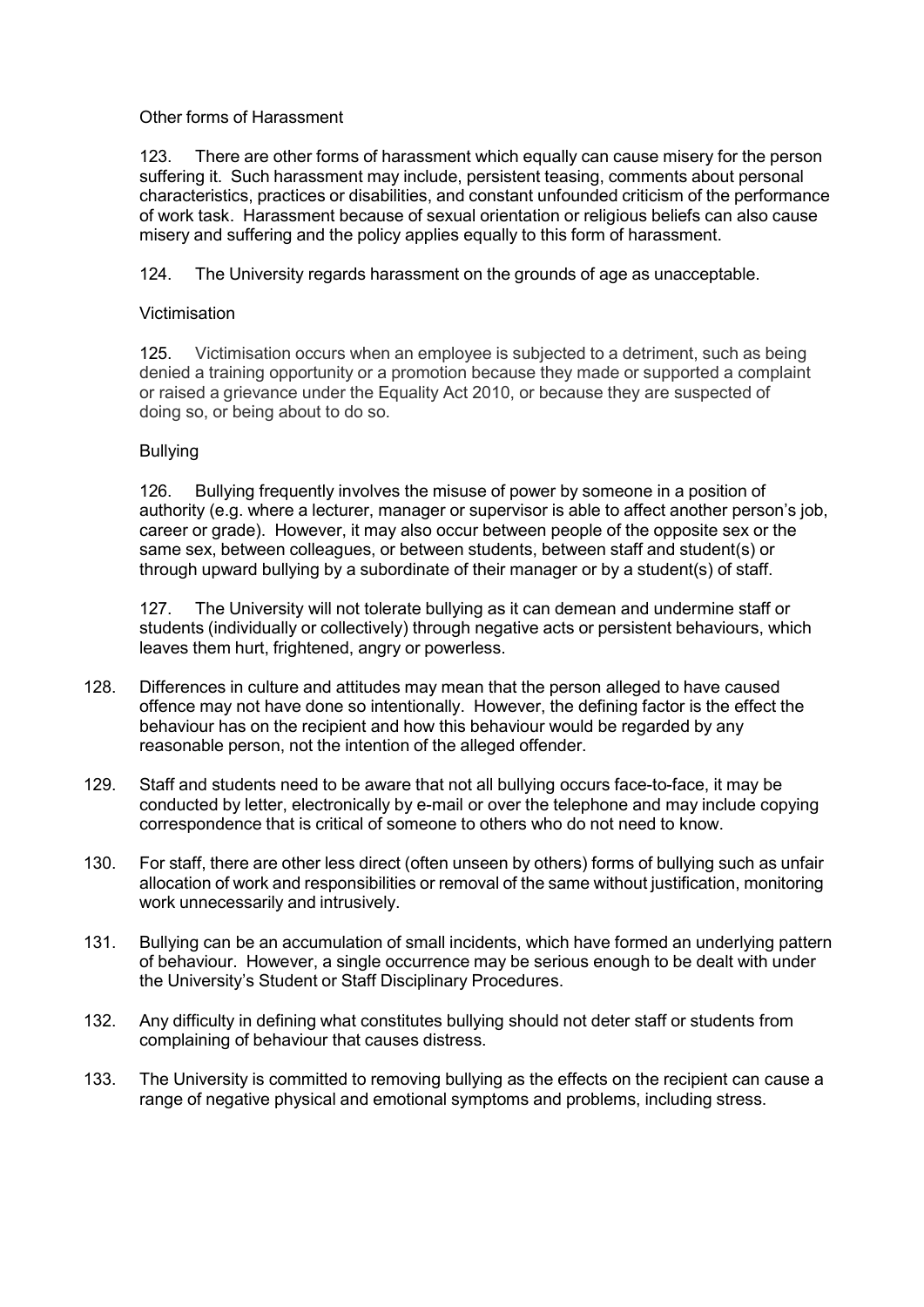Other forms of Harassment

123. There are other forms of harassment which equally can cause misery for the person suffering it. Such harassment may include, persistent teasing, comments about personal characteristics, practices or disabilities, and constant unfounded criticism of the performance of work task. Harassment because of sexual orientation or religious beliefs can also cause misery and suffering and the policy applies equally to this form of harassment.

124. The University regards harassment on the grounds of age as unacceptable.

Victimisation

125. Victimisation occurs when an employee is subjected to a detriment, such as being denied a training opportunity or a promotion because they made or supported a complaint or raised a grievance under the Equality Act 2010, or because they are suspected of doing so, or being about to do so.

Bullying

126. Bullying frequently involves the misuse of power by someone in a position of authority (e.g. where a lecturer, manager or supervisor is able to affect another person's job, career or grade). However, it may also occur between people of the opposite sex or the same sex, between colleagues, or between students, between staff and student(s) or through upward bullying by a subordinate of their manager or by a student(s) of staff.

127. The University will not tolerate bullying as it can demean and undermine staff or students (individually or collectively) through negative acts or persistent behaviours, which leaves them hurt, frightened, angry or powerless.

128. Differences in culture and attitudes may mean that the person alleged to have caused offence may not have done so intentionally. However, the defining factor is the effect the behaviour has on the recipient and how this behaviour would be regarded by any reasonable person, not the intention of the alleged offender.

129. Staff and students need to be aware that not all bullying occurs face-to-face, it may be conducted by letter, electronically by e-mail or over the telephone and may include copying correspondence that is critical of someone to others who do not need to know.

130. For staff, there are other less direct (often unseen by others) forms of bullying such as unfair allocation of work and responsibilities or removal of the same without justification, monitoring work unnecessarily and intrusively.

131. Bullying can be an accumulation of small incidents, which have formed an underlying pattern of behaviour. However, a single occurrence may be serious enough to be dealt with under the University's Student or Staff Disciplinary Procedures.

132. Any difficulty in defining what constitutes bullying should not deter staff or students from complaining of behaviour that causes distress.

133. The University is committed to removing bullying as the effects on the recipient can cause a range of negative physical and emotional symptoms and problems, including stress.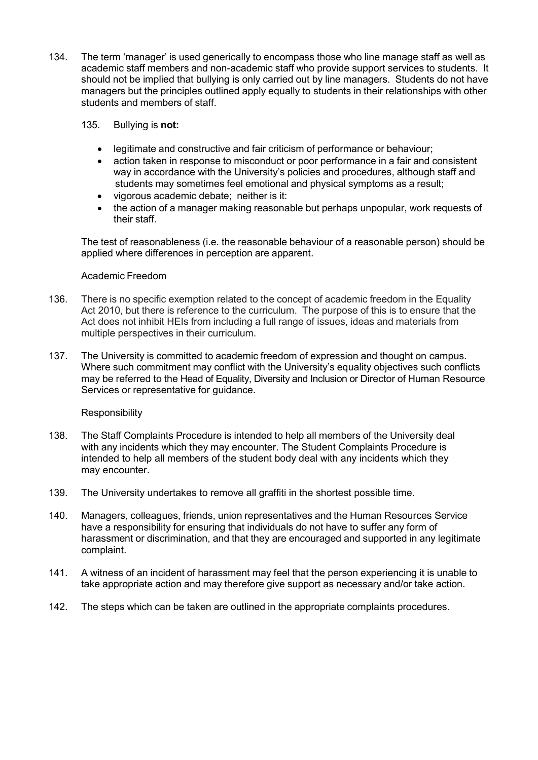134. The term 'manager' is used generically to encompass those who line manage staff as well as academic staff members and non-academic staff who provide support services to students. It should not be implied that bullying is only carried out by line managers. Students do not have managers but the principles outlined apply equally to students in their relationships with other students and members of staff.

135. Bullying is **not:**

- legitimate and constructive and fair criticism of performance or behaviour;
- action taken in response to misconduct or poor performance in a fair and consistent way in accordance with the University's policies and procedures, although staff and students may sometimes feel emotional and physical symptoms as a result;
- vigorous academic debate; neither is it:
- the action of a manager making reasonable but perhaps unpopular, work requests of their staff.

The test of reasonableness (i.e. the reasonable behaviour of a reasonable person) should be applied where differences in perception are apparent.

Academic Freedom

136. There is no specific exemption related to the concept of academic freedom in the Equality Act 2010, but there is reference to the curriculum. The purpose of this is to ensure that the Act does not inhibit HEIs from including a full range of issues, ideas and materials from multiple perspectives in their curriculum.

137. The University is committed to academic freedom of expression and thought on campus. Where such commitment may conflict with the University's equality objectives such conflicts may be referred to the Head of Equality, Diversity and Inclusion or Director of Human Resource Services or representative for guidance.

Responsibility

138. The Staff Complaints Procedure is intended to help all members of the University deal with any incidents which they may encounter. The Student Complaints Procedure is intended to help all members of the student body deal with any incidents which they may encounter.

139. The University undertakes to remove all graffiti in the shortest possible time.

140. Managers, colleagues, friends, union representatives and the Human Resources Service have a responsibility for ensuring that individuals do not have to suffer any form of harassment or discrimination, and that they are encouraged and supported in any legitimate complaint.

141. A witness of an incident of harassment may feel that the person experiencing it is unable to take appropriate action and may therefore give support as necessary and/or take action.

142. The steps which can be taken are outlined in the appropriate complaints procedures.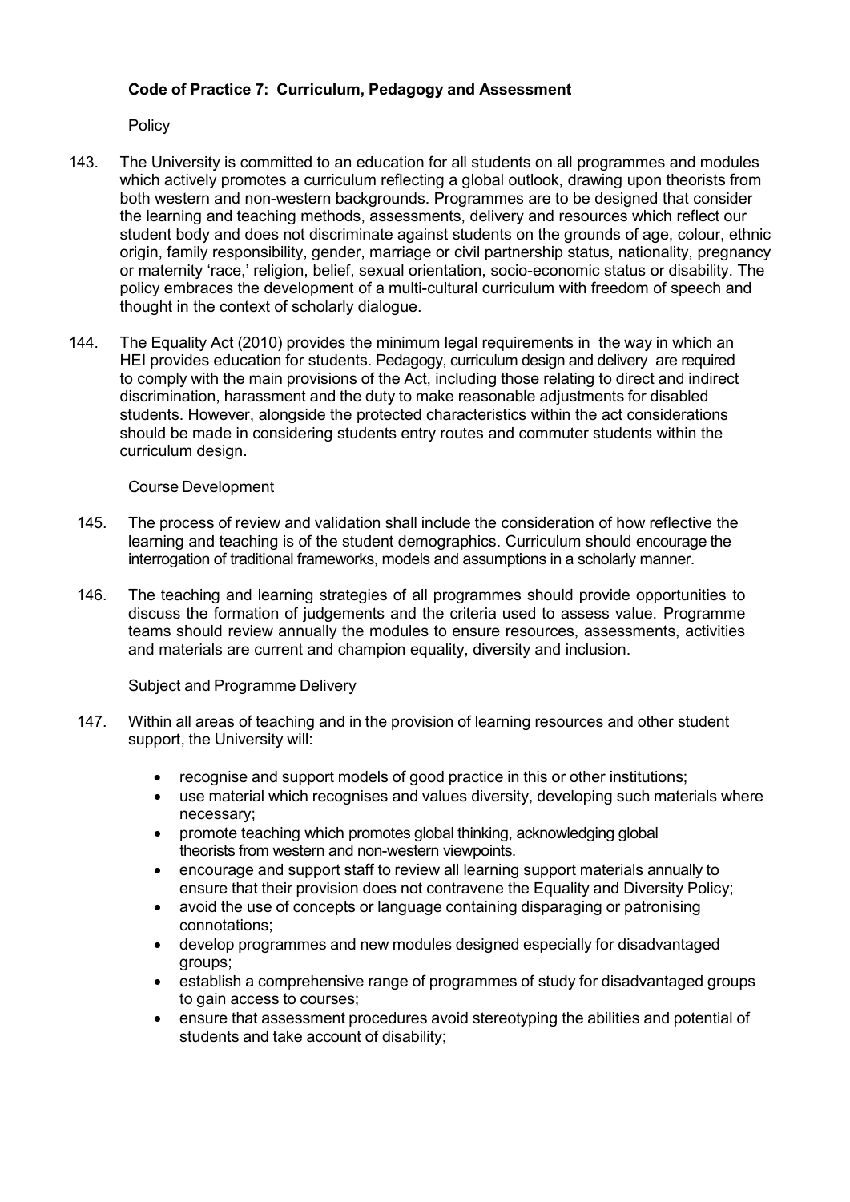**Code of Practice 7: Curriculum, Pedagogy and Assessment**

Policy

143. The University is committed to an education for all students on all programmes and modules which actively promotes a curriculum reflecting a global outlook, drawing upon theorists from both western and non-western backgrounds. Programmes are to be designed that consider the learning and teaching methods, assessments, delivery and resources which reflect our student body and does not discriminate against students on the grounds of age, colour, ethnic origin, family responsibility, gender, marriage or civil partnership status, nationality, pregnancy or maternity 'race,' religion, belief, sexual orientation, socio-economic status or disability. The policy embraces the development of a multi-cultural curriculum with freedom of speech and thought in the context of scholarly dialogue.

144. The Equality Act (2010) provides the minimum legal requirements in the way in which an HEI provides education for students. Pedagogy, curriculum design and delivery are required to comply with the main provisions of the Act, including those relating to direct and indirect discrimination, harassment and the duty to make reasonable adjustments for disabled students. However, alongside the protected characteristics within the act considerations should be made in considering students entry routes and commuter students within the curriculum design.

Course Development

145. The process of review and validation shall include the consideration of how reflective the learning and teaching is of the student demographics. Curriculum should encourage the interrogation of traditional frameworks, models and assumptions in a scholarly manner.

146. The teaching and learning strategies of all programmes should provide opportunities to discuss the formation of judgements and the criteria used to assess value. Programme teams should review annually the modules to ensure resources, assessments, activities and materials are current and champion equality, diversity and inclusion.

Subject and Programme Delivery

147. Within all areas of teaching and in the provision of learning resources and other student support, the University will:

- recognise and support models of good practice in this or other institutions;
- use material which recognises and values diversity, developing such materials where necessary;
- promote teaching which promotes global thinking, acknowledging global theorists from western and non-western viewpoints.
- encourage and support staff to review all learning support materials annually to ensure that their provision does not contravene the Equality and Diversity Policy;
- avoid the use of concepts or language containing disparaging or patronising connotations;
- develop programmes and new modules designed especially for disadvantaged groups;
- establish a comprehensive range of programmes of study for disadvantaged groups to gain access to courses;
- ensure that assessment procedures avoid stereotyping the abilities and potential of students and take account of disability;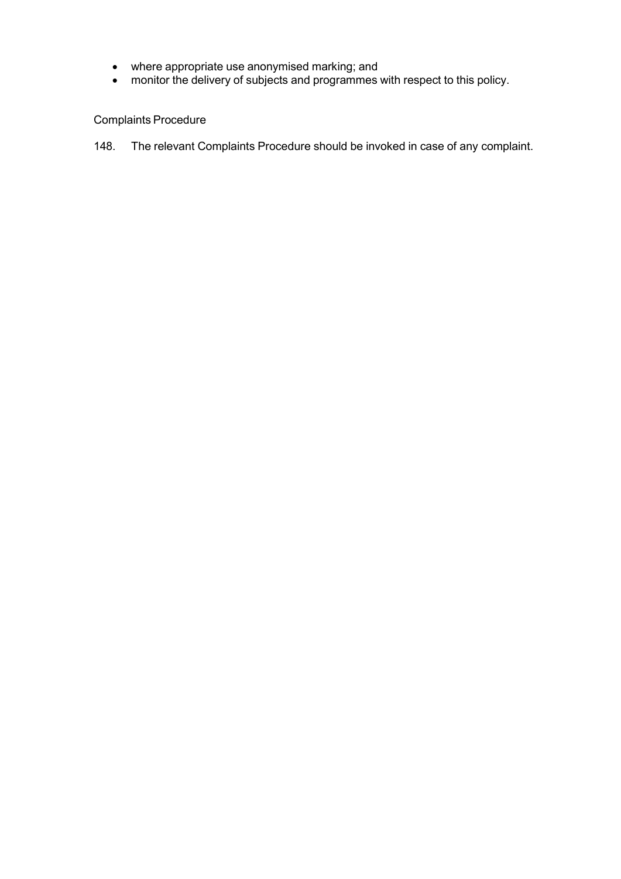- where appropriate use anonymised marking; and
- monitor the delivery of subjects and programmes with respect to this policy.

### Complaints Procedure

148. The relevant Complaints Procedure should be invoked in case of any complaint.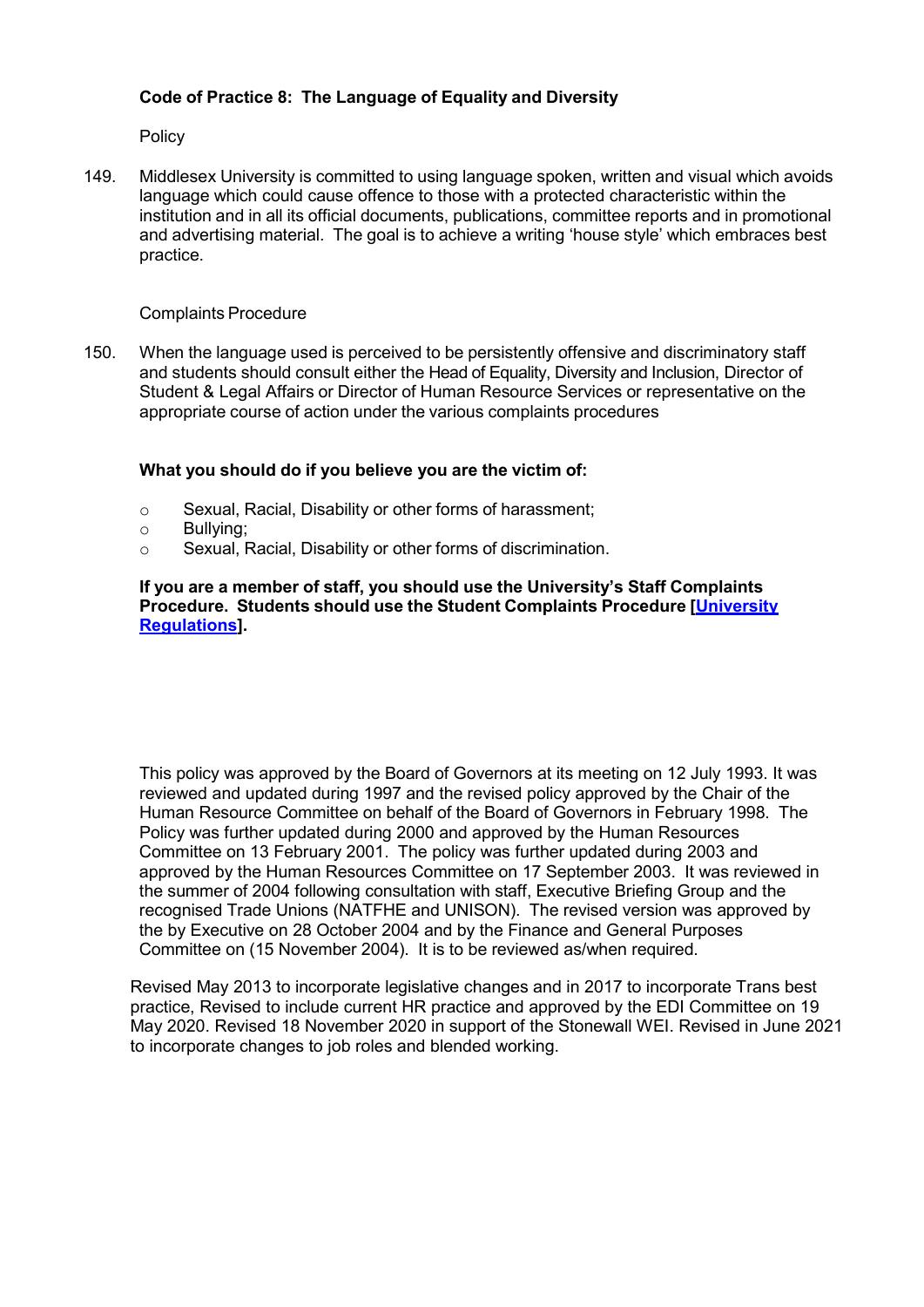**Code of Practice 8: The Language of Equality and Diversity**

Policy

149. Middlesex University is committed to using language spoken, written and visual which avoids language which could cause offence to those with a protected characteristic within the institution and in all its official documents, publications, committee reports and in promotional and advertising material. The goal is to achieve a writing 'house style' which embraces best practice.

Complaints Procedure

150. When the language used is perceived to be persistently offensive and discriminatory staff and students should consult either the Head of Equality, Diversity and Inclusion, Director of Student & Legal Affairs or Director of Human Resource Services or representative on the appropriate course of action under the various complaints procedures

**What you should do if you believe you are the victim of:**

- Sexual, Racial, Disability or other forms of harassment;
- Bullying;
- Sexual, Racial, Disability or other forms of discrimination.

**If you are a member of staff, you should use the University's Staff Complaints Procedure. Students should use the Student Complaints Procedure [University Regulations].**

This policy was approved by the Board of Governors at its meeting on 12 July 1993. It was reviewed and updated during 1997 and the revised policy approved by the Chair of the Human Resource Committee on behalf of the Board of Governors in February 1998. The Policy was further updated during 2000 and approved by the Human Resources Committee on 13 February 2001. The policy was further updated during 2003 and approved by the Human Resources Committee on 17 September 2003. It was reviewed in the summer of 2004 following consultation with staff, Executive Briefing Group and the recognised Trade Unions (NATFHE and UNISON). The revised version was approved by the by Executive on 28 October 2004 and by the Finance and General Purposes Committee on (15 November 2004). It is to be reviewed as/when required.

Revised May 2013 to incorporate legislative changes and in 2017 to incorporate Trans best practice, Revised to include current HR practice and approved by the EDI Committee on 19 May 2020. Revised 18 November 2020 in support of the Stonewall WEI. Revised in June 2021 to incorporate changes to job roles and blended working.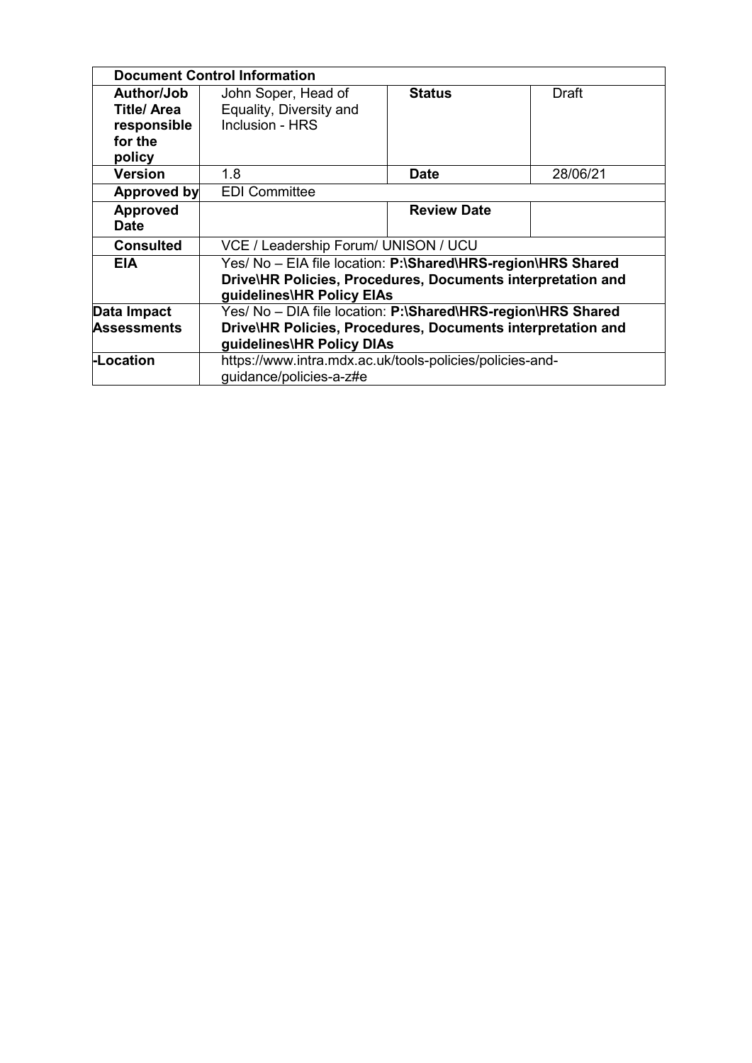| **Document Control Information** | | | |
|---|---|---|---|
| **Author/Job Title/ Area responsible for the policy** | John Soper, Head of Equality, Diversity and Inclusion - HRS | **Status** | Draft |
| **Version** | 1.8 | **Date** | 28/06/21 |
| **Approved by** | EDI Committee | | |
| **Approved Date** | | **Review Date** | |
| **Consulted** | VCE / Leadership Forum/ UNISON / UCU | | |
| **EIA** | Yes/ No – EIA file location: **P:\Shared\HRS-region\HRS Shared Drive\HR Policies, Procedures, Documents interpretation and guidelines\HR Policy EIAs** | | |
| **Data Impact Assessments** | Yes/ No – DIA file location: **P:\Shared\HRS-region\HRS Shared Drive\HR Policies, Procedures, Documents interpretation and guidelines\HR Policy DIAs** | | |
| **-Location** | https://www.intra.mdx.ac.uk/tools-policies/policies-and-guidance/policies-a-z#e | | |